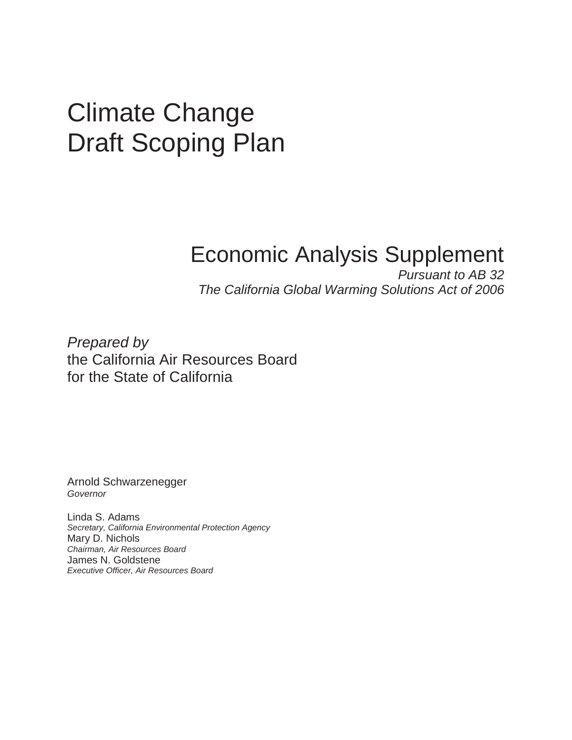# Climate Change
# Draft Scoping Plan

## Economic Analysis Supplement

*Pursuant to AB 32*
*The California Global Warming Solutions Act of 2006*

*Prepared by*
the California Air Resources Board
for the State of California

Arnold Schwarzenegger
*Governor*

Linda S. Adams
*Secretary, California Environmental Protection Agency*
Mary D. Nichols
*Chairman, Air Resources Board*
James N. Goldstene
*Executive Officer, Air Resources Board*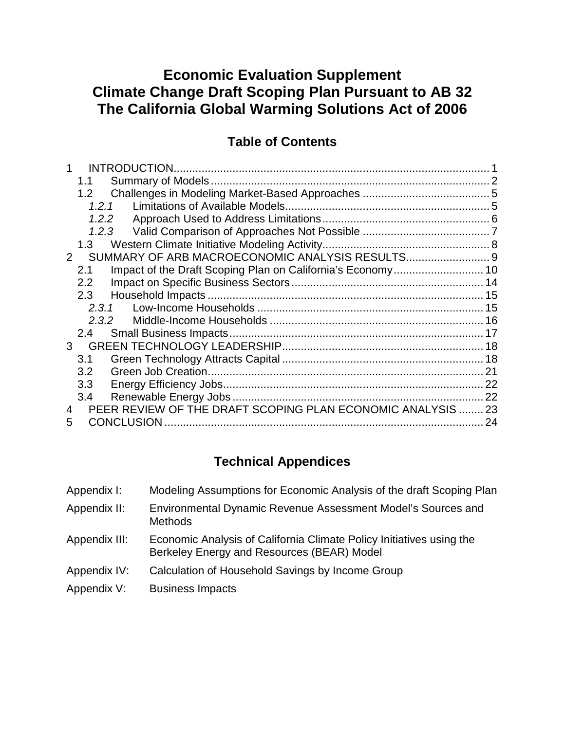# Economic Evaluation Supplement
# Climate Change Draft Scoping Plan Pursuant to AB 32
# The California Global Warming Solutions Act of 2006

## Table of Contents

1 INTRODUCTION ..... 1
- 1.1 Summary of Models ..... 2
- 1.2 Challenges in Modeling Market-Based Approaches ..... 5
  - *1.2.1* Limitations of Available Models ..... 5
  - *1.2.2* Approach Used to Address Limitations ..... 6
  - *1.2.3* Valid Comparison of Approaches Not Possible ..... 7
- 1.3 Western Climate Initiative Modeling Activity ..... 8

2 SUMMARY OF ARB MACROECONOMIC ANALYSIS RESULTS ..... 9
- 2.1 Impact of the Draft Scoping Plan on California's Economy ..... 10
- 2.2 Impact on Specific Business Sectors ..... 14
- 2.3 Household Impacts ..... 15
  - *2.3.1* Low-Income Households ..... 15
  - *2.3.2* Middle-Income Households ..... 16
- 2.4 Small Business Impacts ..... 17

3 GREEN TECHNOLOGY LEADERSHIP ..... 18
- 3.1 Green Technology Attracts Capital ..... 18
- 3.2 Green Job Creation ..... 21
- 3.3 Energy Efficiency Jobs ..... 22
- 3.4 Renewable Energy Jobs ..... 22

4 PEER REVIEW OF THE DRAFT SCOPING PLAN ECONOMIC ANALYSIS ..... 23

5 CONCLUSION ..... 24

## Technical Appendices

| | |
|---|---|
| Appendix I: | Modeling Assumptions for Economic Analysis of the draft Scoping Plan |
| Appendix II: | Environmental Dynamic Revenue Assessment Model's Sources and Methods |
| Appendix III: | Economic Analysis of California Climate Policy Initiatives using the Berkeley Energy and Resources (BEAR) Model |
| Appendix IV: | Calculation of Household Savings by Income Group |
| Appendix V: | Business Impacts |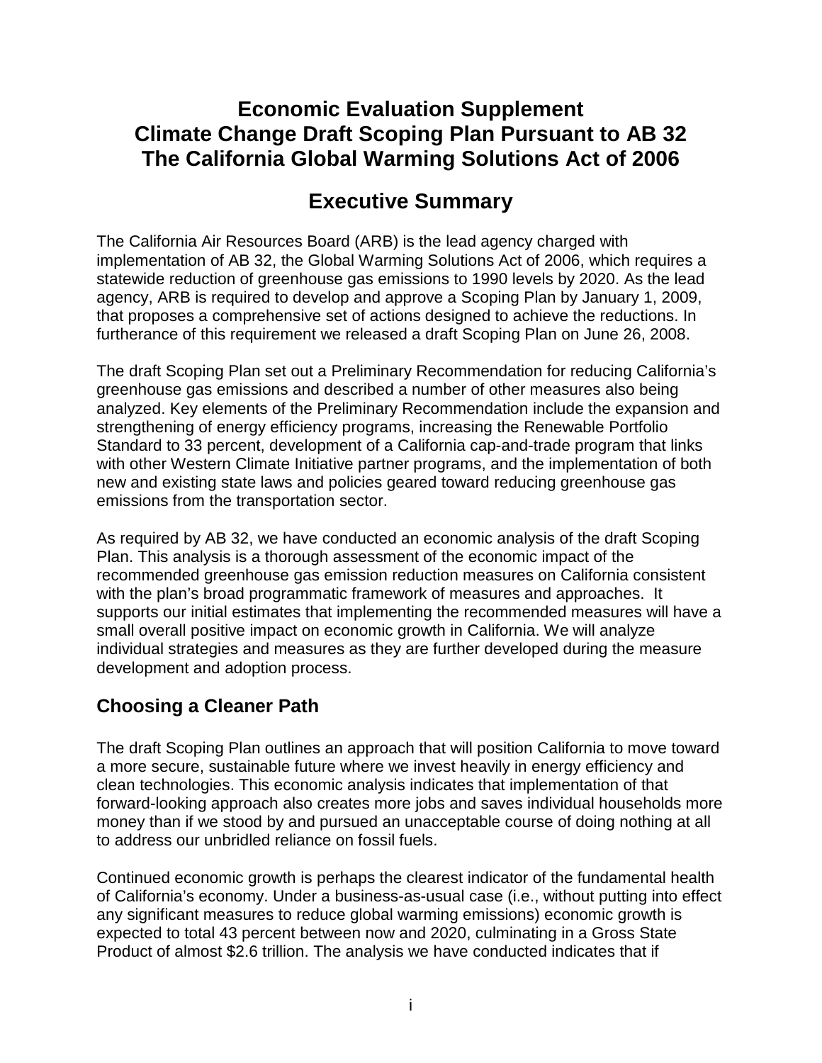# Economic Evaluation Supplement
# Climate Change Draft Scoping Plan Pursuant to AB 32
# The California Global Warming Solutions Act of 2006

## Executive Summary

The California Air Resources Board (ARB) is the lead agency charged with implementation of AB 32, the Global Warming Solutions Act of 2006, which requires a statewide reduction of greenhouse gas emissions to 1990 levels by 2020. As the lead agency, ARB is required to develop and approve a Scoping Plan by January 1, 2009, that proposes a comprehensive set of actions designed to achieve the reductions. In furtherance of this requirement we released a draft Scoping Plan on June 26, 2008.

The draft Scoping Plan set out a Preliminary Recommendation for reducing California's greenhouse gas emissions and described a number of other measures also being analyzed. Key elements of the Preliminary Recommendation include the expansion and strengthening of energy efficiency programs, increasing the Renewable Portfolio Standard to 33 percent, development of a California cap-and-trade program that links with other Western Climate Initiative partner programs, and the implementation of both new and existing state laws and policies geared toward reducing greenhouse gas emissions from the transportation sector.

As required by AB 32, we have conducted an economic analysis of the draft Scoping Plan. This analysis is a thorough assessment of the economic impact of the recommended greenhouse gas emission reduction measures on California consistent with the plan's broad programmatic framework of measures and approaches. It supports our initial estimates that implementing the recommended measures will have a small overall positive impact on economic growth in California. We will analyze individual strategies and measures as they are further developed during the measure development and adoption process.

### Choosing a Cleaner Path

The draft Scoping Plan outlines an approach that will position California to move toward a more secure, sustainable future where we invest heavily in energy efficiency and clean technologies. This economic analysis indicates that implementation of that forward-looking approach also creates more jobs and saves individual households more money than if we stood by and pursued an unacceptable course of doing nothing at all to address our unbridled reliance on fossil fuels.

Continued economic growth is perhaps the clearest indicator of the fundamental health of California's economy. Under a business-as-usual case (i.e., without putting into effect any significant measures to reduce global warming emissions) economic growth is expected to total 43 percent between now and 2020, culminating in a Gross State Product of almost $2.6 trillion. The analysis we have conducted indicates that if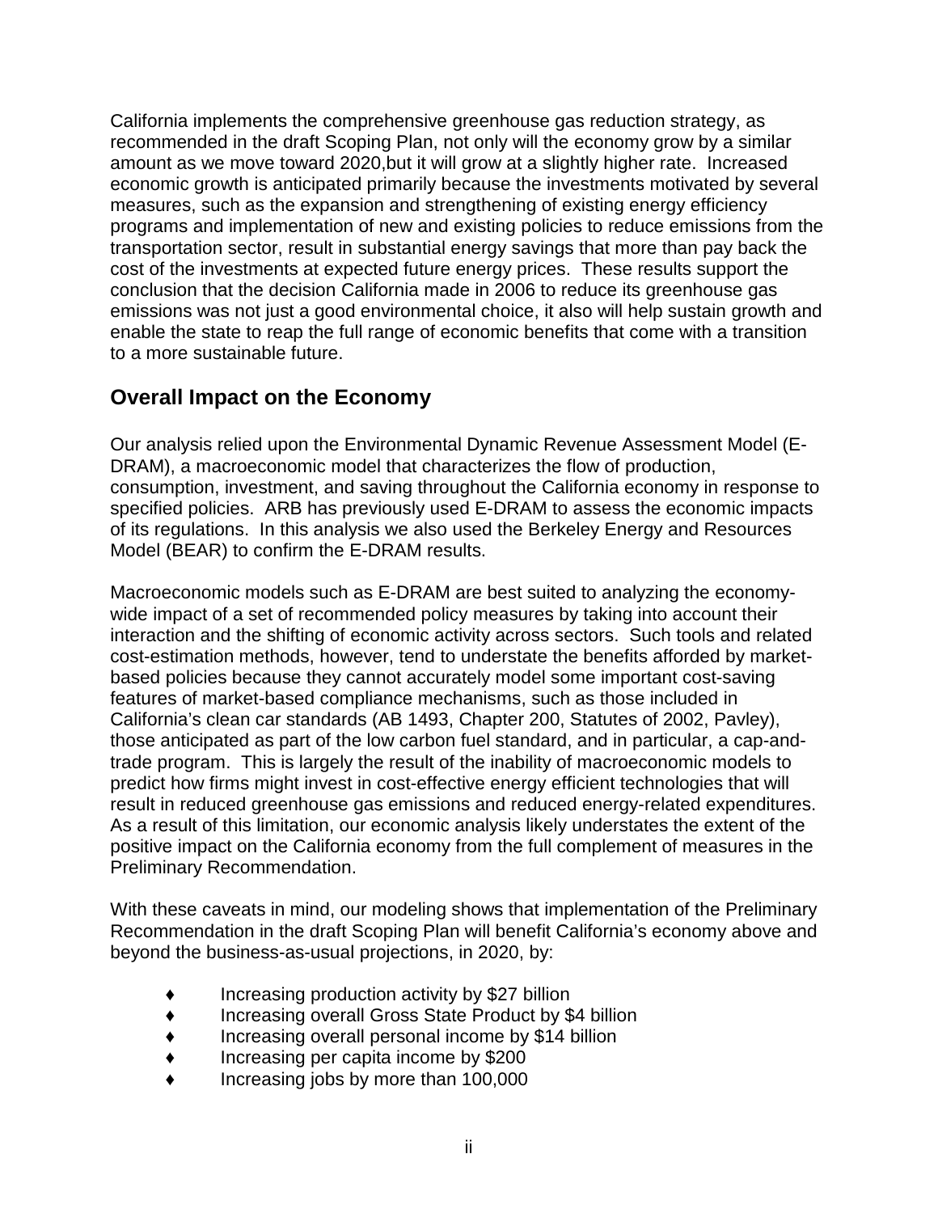California implements the comprehensive greenhouse gas reduction strategy, as recommended in the draft Scoping Plan, not only will the economy grow by a similar amount as we move toward 2020,but it will grow at a slightly higher rate. Increased economic growth is anticipated primarily because the investments motivated by several measures, such as the expansion and strengthening of existing energy efficiency programs and implementation of new and existing policies to reduce emissions from the transportation sector, result in substantial energy savings that more than pay back the cost of the investments at expected future energy prices. These results support the conclusion that the decision California made in 2006 to reduce its greenhouse gas emissions was not just a good environmental choice, it also will help sustain growth and enable the state to reap the full range of economic benefits that come with a transition to a more sustainable future.

## Overall Impact on the Economy

Our analysis relied upon the Environmental Dynamic Revenue Assessment Model (E-DRAM), a macroeconomic model that characterizes the flow of production, consumption, investment, and saving throughout the California economy in response to specified policies. ARB has previously used E-DRAM to assess the economic impacts of its regulations. In this analysis we also used the Berkeley Energy and Resources Model (BEAR) to confirm the E-DRAM results.

Macroeconomic models such as E-DRAM are best suited to analyzing the economy-wide impact of a set of recommended policy measures by taking into account their interaction and the shifting of economic activity across sectors. Such tools and related cost-estimation methods, however, tend to understate the benefits afforded by market-based policies because they cannot accurately model some important cost-saving features of market-based compliance mechanisms, such as those included in California's clean car standards (AB 1493, Chapter 200, Statutes of 2002, Pavley), those anticipated as part of the low carbon fuel standard, and in particular, a cap-and-trade program. This is largely the result of the inability of macroeconomic models to predict how firms might invest in cost-effective energy efficient technologies that will result in reduced greenhouse gas emissions and reduced energy-related expenditures. As a result of this limitation, our economic analysis likely understates the extent of the positive impact on the California economy from the full complement of measures in the Preliminary Recommendation.

With these caveats in mind, our modeling shows that implementation of the Preliminary Recommendation in the draft Scoping Plan will benefit California's economy above and beyond the business-as-usual projections, in 2020, by:

- Increasing production activity by $27 billion
- Increasing overall Gross State Product by $4 billion
- Increasing overall personal income by $14 billion
- Increasing per capita income by $200
- Increasing jobs by more than 100,000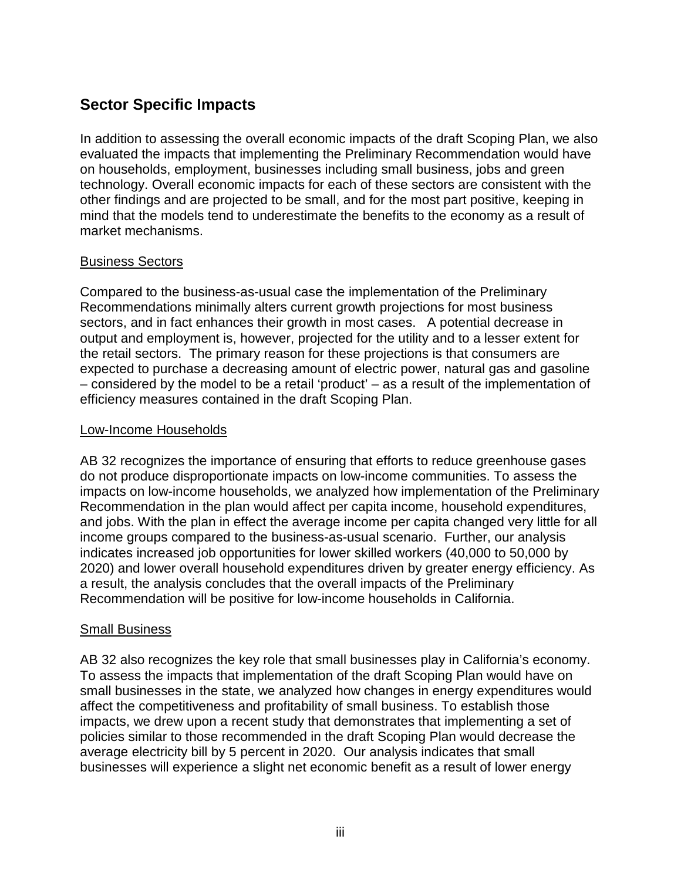## Sector Specific Impacts

In addition to assessing the overall economic impacts of the draft Scoping Plan, we also evaluated the impacts that implementing the Preliminary Recommendation would have on households, employment, businesses including small business, jobs and green technology. Overall economic impacts for each of these sectors are consistent with the other findings and are projected to be small, and for the most part positive, keeping in mind that the models tend to underestimate the benefits to the economy as a result of market mechanisms.

Business Sectors

Compared to the business-as-usual case the implementation of the Preliminary Recommendations minimally alters current growth projections for most business sectors, and in fact enhances their growth in most cases. A potential decrease in output and employment is, however, projected for the utility and to a lesser extent for the retail sectors. The primary reason for these projections is that consumers are expected to purchase a decreasing amount of electric power, natural gas and gasoline – considered by the model to be a retail 'product' – as a result of the implementation of efficiency measures contained in the draft Scoping Plan.

Low-Income Households

AB 32 recognizes the importance of ensuring that efforts to reduce greenhouse gases do not produce disproportionate impacts on low-income communities. To assess the impacts on low-income households, we analyzed how implementation of the Preliminary Recommendation in the plan would affect per capita income, household expenditures, and jobs. With the plan in effect the average income per capita changed very little for all income groups compared to the business-as-usual scenario. Further, our analysis indicates increased job opportunities for lower skilled workers (40,000 to 50,000 by 2020) and lower overall household expenditures driven by greater energy efficiency. As a result, the analysis concludes that the overall impacts of the Preliminary Recommendation will be positive for low-income households in California.

Small Business

AB 32 also recognizes the key role that small businesses play in California's economy. To assess the impacts that implementation of the draft Scoping Plan would have on small businesses in the state, we analyzed how changes in energy expenditures would affect the competitiveness and profitability of small business. To establish those impacts, we drew upon a recent study that demonstrates that implementing a set of policies similar to those recommended in the draft Scoping Plan would decrease the average electricity bill by 5 percent in 2020. Our analysis indicates that small businesses will experience a slight net economic benefit as a result of lower energy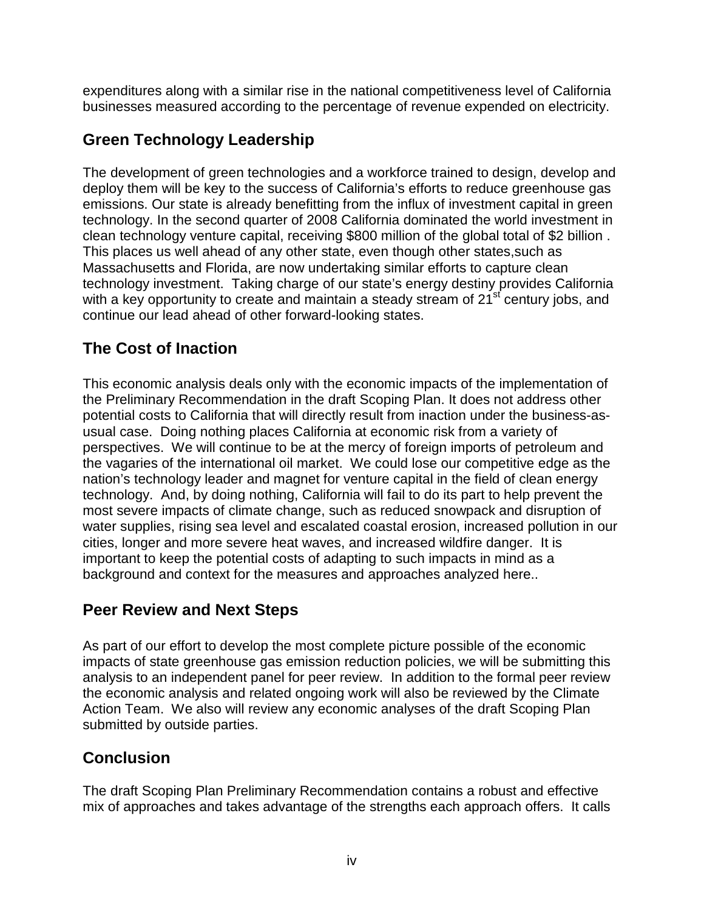expenditures along with a similar rise in the national competitiveness level of California businesses measured according to the percentage of revenue expended on electricity.

## Green Technology Leadership

The development of green technologies and a workforce trained to design, develop and deploy them will be key to the success of California's efforts to reduce greenhouse gas emissions. Our state is already benefitting from the influx of investment capital in green technology. In the second quarter of 2008 California dominated the world investment in clean technology venture capital, receiving $800 million of the global total of $2 billion . This places us well ahead of any other state, even though other states,such as Massachusetts and Florida, are now undertaking similar efforts to capture clean technology investment. Taking charge of our state's energy destiny provides California with a key opportunity to create and maintain a steady stream of 21st century jobs, and continue our lead ahead of other forward-looking states.

## The Cost of Inaction

This economic analysis deals only with the economic impacts of the implementation of the Preliminary Recommendation in the draft Scoping Plan. It does not address other potential costs to California that will directly result from inaction under the business-as-usual case. Doing nothing places California at economic risk from a variety of perspectives. We will continue to be at the mercy of foreign imports of petroleum and the vagaries of the international oil market. We could lose our competitive edge as the nation's technology leader and magnet for venture capital in the field of clean energy technology. And, by doing nothing, California will fail to do its part to help prevent the most severe impacts of climate change, such as reduced snowpack and disruption of water supplies, rising sea level and escalated coastal erosion, increased pollution in our cities, longer and more severe heat waves, and increased wildfire danger. It is important to keep the potential costs of adapting to such impacts in mind as a background and context for the measures and approaches analyzed here..

## Peer Review and Next Steps

As part of our effort to develop the most complete picture possible of the economic impacts of state greenhouse gas emission reduction policies, we will be submitting this analysis to an independent panel for peer review. In addition to the formal peer review the economic analysis and related ongoing work will also be reviewed by the Climate Action Team. We also will review any economic analyses of the draft Scoping Plan submitted by outside parties.

## Conclusion

The draft Scoping Plan Preliminary Recommendation contains a robust and effective mix of approaches and takes advantage of the strengths each approach offers. It calls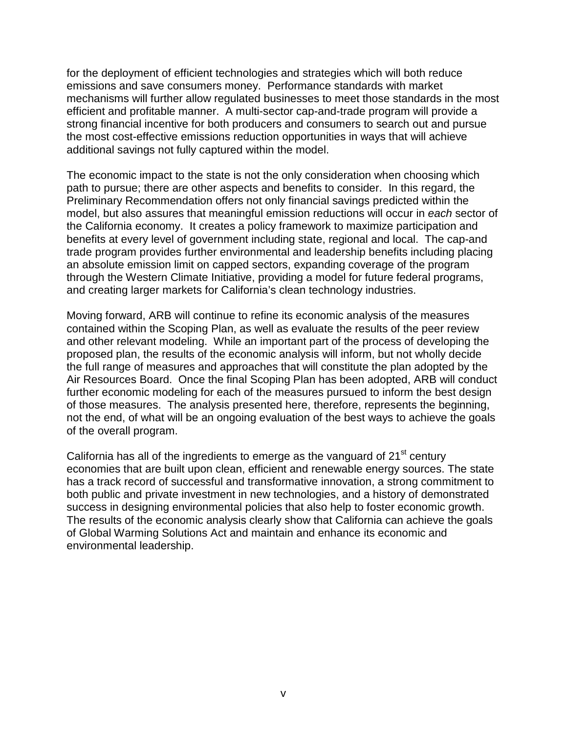for the deployment of efficient technologies and strategies which will both reduce emissions and save consumers money. Performance standards with market mechanisms will further allow regulated businesses to meet those standards in the most efficient and profitable manner. A multi-sector cap-and-trade program will provide a strong financial incentive for both producers and consumers to search out and pursue the most cost-effective emissions reduction opportunities in ways that will achieve additional savings not fully captured within the model.

The economic impact to the state is not the only consideration when choosing which path to pursue; there are other aspects and benefits to consider. In this regard, the Preliminary Recommendation offers not only financial savings predicted within the model, but also assures that meaningful emission reductions will occur in *each* sector of the California economy. It creates a policy framework to maximize participation and benefits at every level of government including state, regional and local. The cap-and trade program provides further environmental and leadership benefits including placing an absolute emission limit on capped sectors, expanding coverage of the program through the Western Climate Initiative, providing a model for future federal programs, and creating larger markets for California's clean technology industries.

Moving forward, ARB will continue to refine its economic analysis of the measures contained within the Scoping Plan, as well as evaluate the results of the peer review and other relevant modeling. While an important part of the process of developing the proposed plan, the results of the economic analysis will inform, but not wholly decide the full range of measures and approaches that will constitute the plan adopted by the Air Resources Board. Once the final Scoping Plan has been adopted, ARB will conduct further economic modeling for each of the measures pursued to inform the best design of those measures. The analysis presented here, therefore, represents the beginning, not the end, of what will be an ongoing evaluation of the best ways to achieve the goals of the overall program.

California has all of the ingredients to emerge as the vanguard of 21st century economies that are built upon clean, efficient and renewable energy sources. The state has a track record of successful and transformative innovation, a strong commitment to both public and private investment in new technologies, and a history of demonstrated success in designing environmental policies that also help to foster economic growth. The results of the economic analysis clearly show that California can achieve the goals of Global Warming Solutions Act and maintain and enhance its economic and environmental leadership.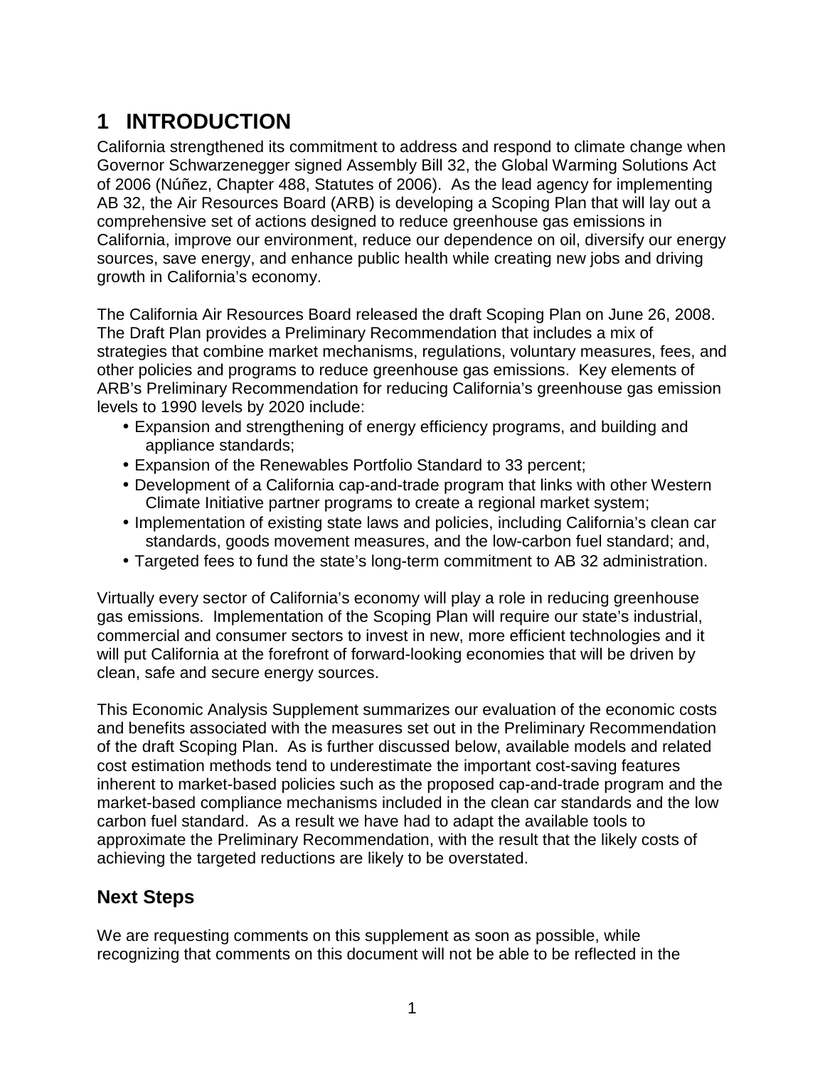# 1 INTRODUCTION

California strengthened its commitment to address and respond to climate change when Governor Schwarzenegger signed Assembly Bill 32, the Global Warming Solutions Act of 2006 (Núñez, Chapter 488, Statutes of 2006). As the lead agency for implementing AB 32, the Air Resources Board (ARB) is developing a Scoping Plan that will lay out a comprehensive set of actions designed to reduce greenhouse gas emissions in California, improve our environment, reduce our dependence on oil, diversify our energy sources, save energy, and enhance public health while creating new jobs and driving growth in California's economy.

The California Air Resources Board released the draft Scoping Plan on June 26, 2008. The Draft Plan provides a Preliminary Recommendation that includes a mix of strategies that combine market mechanisms, regulations, voluntary measures, fees, and other policies and programs to reduce greenhouse gas emissions. Key elements of ARB's Preliminary Recommendation for reducing California's greenhouse gas emission levels to 1990 levels by 2020 include:

- Expansion and strengthening of energy efficiency programs, and building and appliance standards;
- Expansion of the Renewables Portfolio Standard to 33 percent;
- Development of a California cap-and-trade program that links with other Western Climate Initiative partner programs to create a regional market system;
- Implementation of existing state laws and policies, including California's clean car standards, goods movement measures, and the low-carbon fuel standard; and,
- Targeted fees to fund the state's long-term commitment to AB 32 administration.

Virtually every sector of California's economy will play a role in reducing greenhouse gas emissions. Implementation of the Scoping Plan will require our state's industrial, commercial and consumer sectors to invest in new, more efficient technologies and it will put California at the forefront of forward-looking economies that will be driven by clean, safe and secure energy sources.

This Economic Analysis Supplement summarizes our evaluation of the economic costs and benefits associated with the measures set out in the Preliminary Recommendation of the draft Scoping Plan. As is further discussed below, available models and related cost estimation methods tend to underestimate the important cost-saving features inherent to market-based policies such as the proposed cap-and-trade program and the market-based compliance mechanisms included in the clean car standards and the low carbon fuel standard. As a result we have had to adapt the available tools to approximate the Preliminary Recommendation, with the result that the likely costs of achieving the targeted reductions are likely to be overstated.

## Next Steps

We are requesting comments on this supplement as soon as possible, while recognizing that comments on this document will not be able to be reflected in the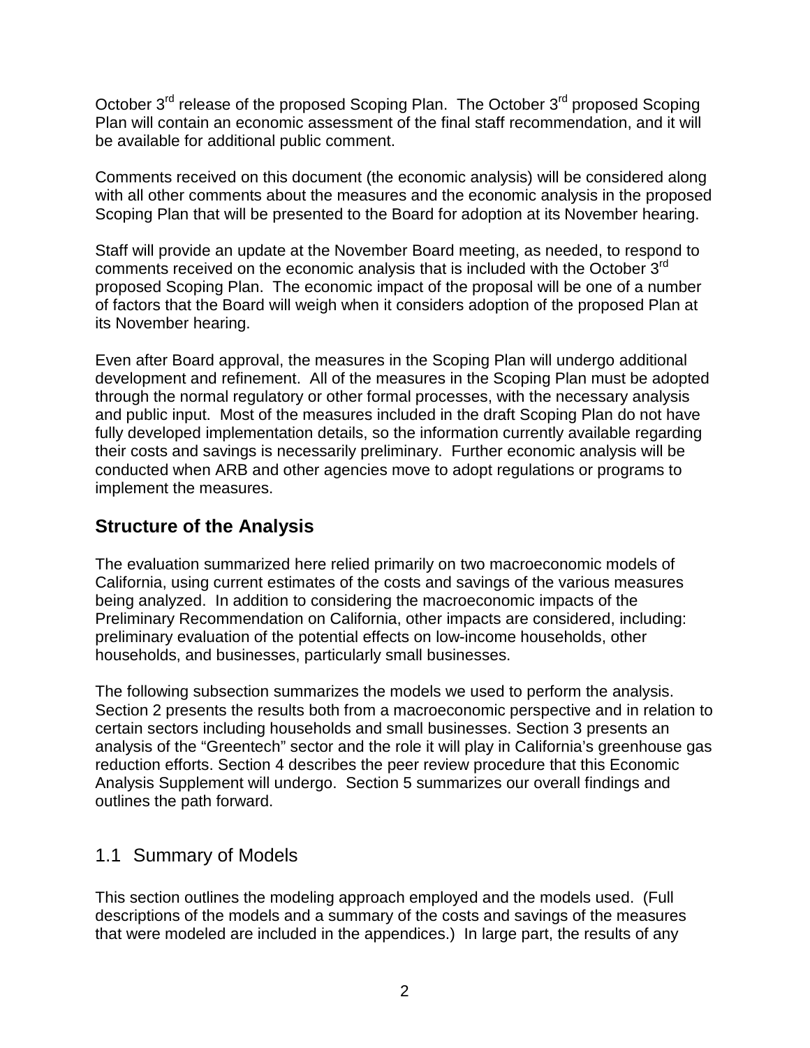October 3rd release of the proposed Scoping Plan. The October 3rd proposed Scoping Plan will contain an economic assessment of the final staff recommendation, and it will be available for additional public comment.

Comments received on this document (the economic analysis) will be considered along with all other comments about the measures and the economic analysis in the proposed Scoping Plan that will be presented to the Board for adoption at its November hearing.

Staff will provide an update at the November Board meeting, as needed, to respond to comments received on the economic analysis that is included with the October 3rd proposed Scoping Plan. The economic impact of the proposal will be one of a number of factors that the Board will weigh when it considers adoption of the proposed Plan at its November hearing.

Even after Board approval, the measures in the Scoping Plan will undergo additional development and refinement. All of the measures in the Scoping Plan must be adopted through the normal regulatory or other formal processes, with the necessary analysis and public input. Most of the measures included in the draft Scoping Plan do not have fully developed implementation details, so the information currently available regarding their costs and savings is necessarily preliminary. Further economic analysis will be conducted when ARB and other agencies move to adopt regulations or programs to implement the measures.

## Structure of the Analysis

The evaluation summarized here relied primarily on two macroeconomic models of California, using current estimates of the costs and savings of the various measures being analyzed. In addition to considering the macroeconomic impacts of the Preliminary Recommendation on California, other impacts are considered, including: preliminary evaluation of the potential effects on low-income households, other households, and businesses, particularly small businesses.

The following subsection summarizes the models we used to perform the analysis. Section 2 presents the results both from a macroeconomic perspective and in relation to certain sectors including households and small businesses. Section 3 presents an analysis of the "Greentech" sector and the role it will play in California's greenhouse gas reduction efforts. Section 4 describes the peer review procedure that this Economic Analysis Supplement will undergo. Section 5 summarizes our overall findings and outlines the path forward.

### 1.1 Summary of Models

This section outlines the modeling approach employed and the models used. (Full descriptions of the models and a summary of the costs and savings of the measures that were modeled are included in the appendices.) In large part, the results of any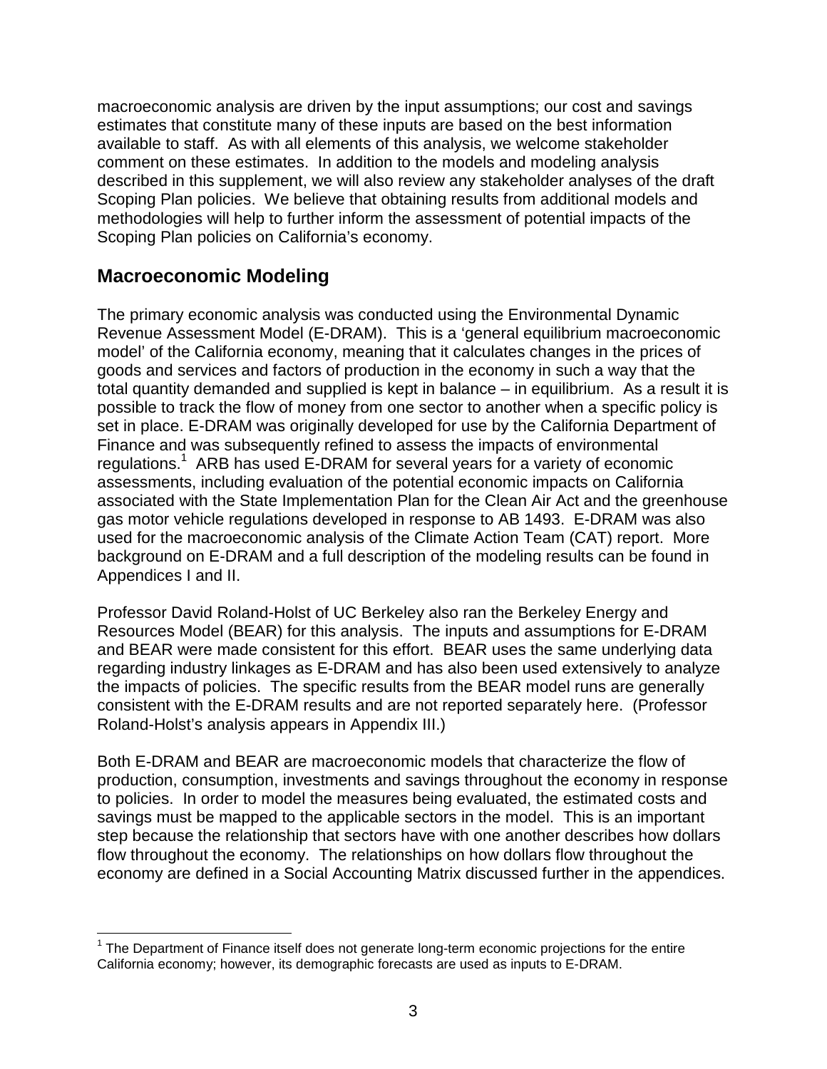macroeconomic analysis are driven by the input assumptions; our cost and savings estimates that constitute many of these inputs are based on the best information available to staff. As with all elements of this analysis, we welcome stakeholder comment on these estimates. In addition to the models and modeling analysis described in this supplement, we will also review any stakeholder analyses of the draft Scoping Plan policies. We believe that obtaining results from additional models and methodologies will help to further inform the assessment of potential impacts of the Scoping Plan policies on California's economy.

## Macroeconomic Modeling

The primary economic analysis was conducted using the Environmental Dynamic Revenue Assessment Model (E-DRAM). This is a 'general equilibrium macroeconomic model' of the California economy, meaning that it calculates changes in the prices of goods and services and factors of production in the economy in such a way that the total quantity demanded and supplied is kept in balance – in equilibrium. As a result it is possible to track the flow of money from one sector to another when a specific policy is set in place. E-DRAM was originally developed for use by the California Department of Finance and was subsequently refined to assess the impacts of environmental regulations.[1] ARB has used E-DRAM for several years for a variety of economic assessments, including evaluation of the potential economic impacts on California associated with the State Implementation Plan for the Clean Air Act and the greenhouse gas motor vehicle regulations developed in response to AB 1493. E-DRAM was also used for the macroeconomic analysis of the Climate Action Team (CAT) report. More background on E-DRAM and a full description of the modeling results can be found in Appendices I and II.

Professor David Roland-Holst of UC Berkeley also ran the Berkeley Energy and Resources Model (BEAR) for this analysis. The inputs and assumptions for E-DRAM and BEAR were made consistent for this effort. BEAR uses the same underlying data regarding industry linkages as E-DRAM and has also been used extensively to analyze the impacts of policies. The specific results from the BEAR model runs are generally consistent with the E-DRAM results and are not reported separately here. (Professor Roland-Holst's analysis appears in Appendix III.)

Both E-DRAM and BEAR are macroeconomic models that characterize the flow of production, consumption, investments and savings throughout the economy in response to policies. In order to model the measures being evaluated, the estimated costs and savings must be mapped to the applicable sectors in the model. This is an important step because the relationship that sectors have with one another describes how dollars flow throughout the economy. The relationships on how dollars flow throughout the economy are defined in a Social Accounting Matrix discussed further in the appendices.

[1] The Department of Finance itself does not generate long-term economic projections for the entire California economy; however, its demographic forecasts are used as inputs to E-DRAM.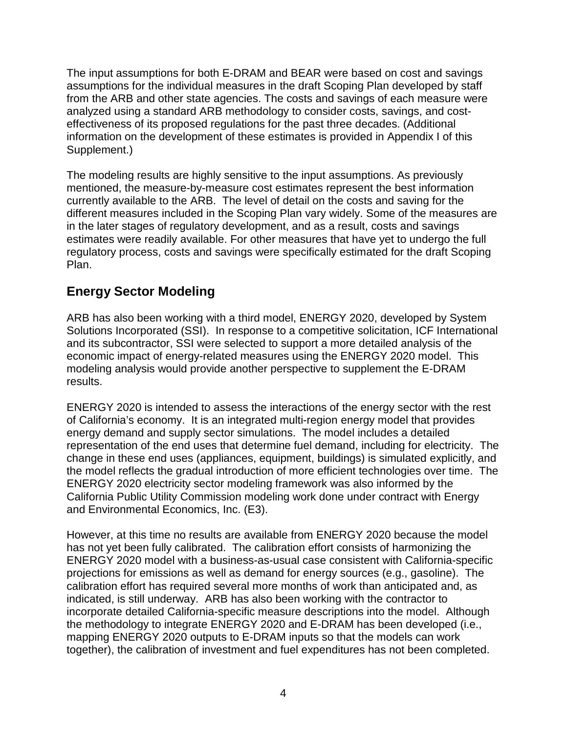The input assumptions for both E-DRAM and BEAR were based on cost and savings assumptions for the individual measures in the draft Scoping Plan developed by staff from the ARB and other state agencies. The costs and savings of each measure were analyzed using a standard ARB methodology to consider costs, savings, and cost-effectiveness of its proposed regulations for the past three decades. (Additional information on the development of these estimates is provided in Appendix I of this Supplement.)

The modeling results are highly sensitive to the input assumptions. As previously mentioned, the measure-by-measure cost estimates represent the best information currently available to the ARB. The level of detail on the costs and saving for the different measures included in the Scoping Plan vary widely. Some of the measures are in the later stages of regulatory development, and as a result, costs and savings estimates were readily available. For other measures that have yet to undergo the full regulatory process, costs and savings were specifically estimated for the draft Scoping Plan.

## Energy Sector Modeling

ARB has also been working with a third model, ENERGY 2020, developed by System Solutions Incorporated (SSI). In response to a competitive solicitation, ICF International and its subcontractor, SSI were selected to support a more detailed analysis of the economic impact of energy-related measures using the ENERGY 2020 model. This modeling analysis would provide another perspective to supplement the E-DRAM results.

ENERGY 2020 is intended to assess the interactions of the energy sector with the rest of California's economy. It is an integrated multi-region energy model that provides energy demand and supply sector simulations. The model includes a detailed representation of the end uses that determine fuel demand, including for electricity. The change in these end uses (appliances, equipment, buildings) is simulated explicitly, and the model reflects the gradual introduction of more efficient technologies over time. The ENERGY 2020 electricity sector modeling framework was also informed by the California Public Utility Commission modeling work done under contract with Energy and Environmental Economics, Inc. (E3).

However, at this time no results are available from ENERGY 2020 because the model has not yet been fully calibrated. The calibration effort consists of harmonizing the ENERGY 2020 model with a business-as-usual case consistent with California-specific projections for emissions as well as demand for energy sources (e.g., gasoline). The calibration effort has required several more months of work than anticipated and, as indicated, is still underway. ARB has also been working with the contractor to incorporate detailed California-specific measure descriptions into the model. Although the methodology to integrate ENERGY 2020 and E-DRAM has been developed (i.e., mapping ENERGY 2020 outputs to E-DRAM inputs so that the models can work together), the calibration of investment and fuel expenditures has not been completed.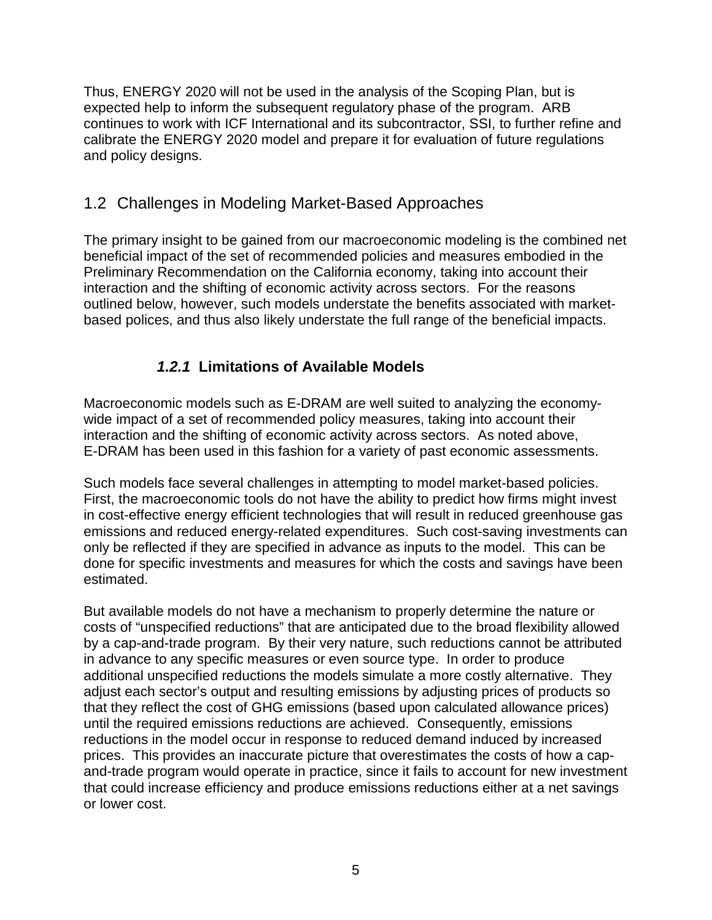Thus, ENERGY 2020 will not be used in the analysis of the Scoping Plan, but is expected help to inform the subsequent regulatory phase of the program. ARB continues to work with ICF International and its subcontractor, SSI, to further refine and calibrate the ENERGY 2020 model and prepare it for evaluation of future regulations and policy designs.

## 1.2 Challenges in Modeling Market-Based Approaches

The primary insight to be gained from our macroeconomic modeling is the combined net beneficial impact of the set of recommended policies and measures embodied in the Preliminary Recommendation on the California economy, taking into account their interaction and the shifting of economic activity across sectors. For the reasons outlined below, however, such models understate the benefits associated with market-based polices, and thus also likely understate the full range of the beneficial impacts.

### ***1.2.1*** **Limitations of Available Models**

Macroeconomic models such as E-DRAM are well suited to analyzing the economy-wide impact of a set of recommended policy measures, taking into account their interaction and the shifting of economic activity across sectors. As noted above, E-DRAM has been used in this fashion for a variety of past economic assessments.

Such models face several challenges in attempting to model market-based policies. First, the macroeconomic tools do not have the ability to predict how firms might invest in cost-effective energy efficient technologies that will result in reduced greenhouse gas emissions and reduced energy-related expenditures. Such cost-saving investments can only be reflected if they are specified in advance as inputs to the model. This can be done for specific investments and measures for which the costs and savings have been estimated.

But available models do not have a mechanism to properly determine the nature or costs of "unspecified reductions" that are anticipated due to the broad flexibility allowed by a cap-and-trade program. By their very nature, such reductions cannot be attributed in advance to any specific measures or even source type. In order to produce additional unspecified reductions the models simulate a more costly alternative. They adjust each sector's output and resulting emissions by adjusting prices of products so that they reflect the cost of GHG emissions (based upon calculated allowance prices) until the required emissions reductions are achieved. Consequently, emissions reductions in the model occur in response to reduced demand induced by increased prices. This provides an inaccurate picture that overestimates the costs of how a cap-and-trade program would operate in practice, since it fails to account for new investment that could increase efficiency and produce emissions reductions either at a net savings or lower cost.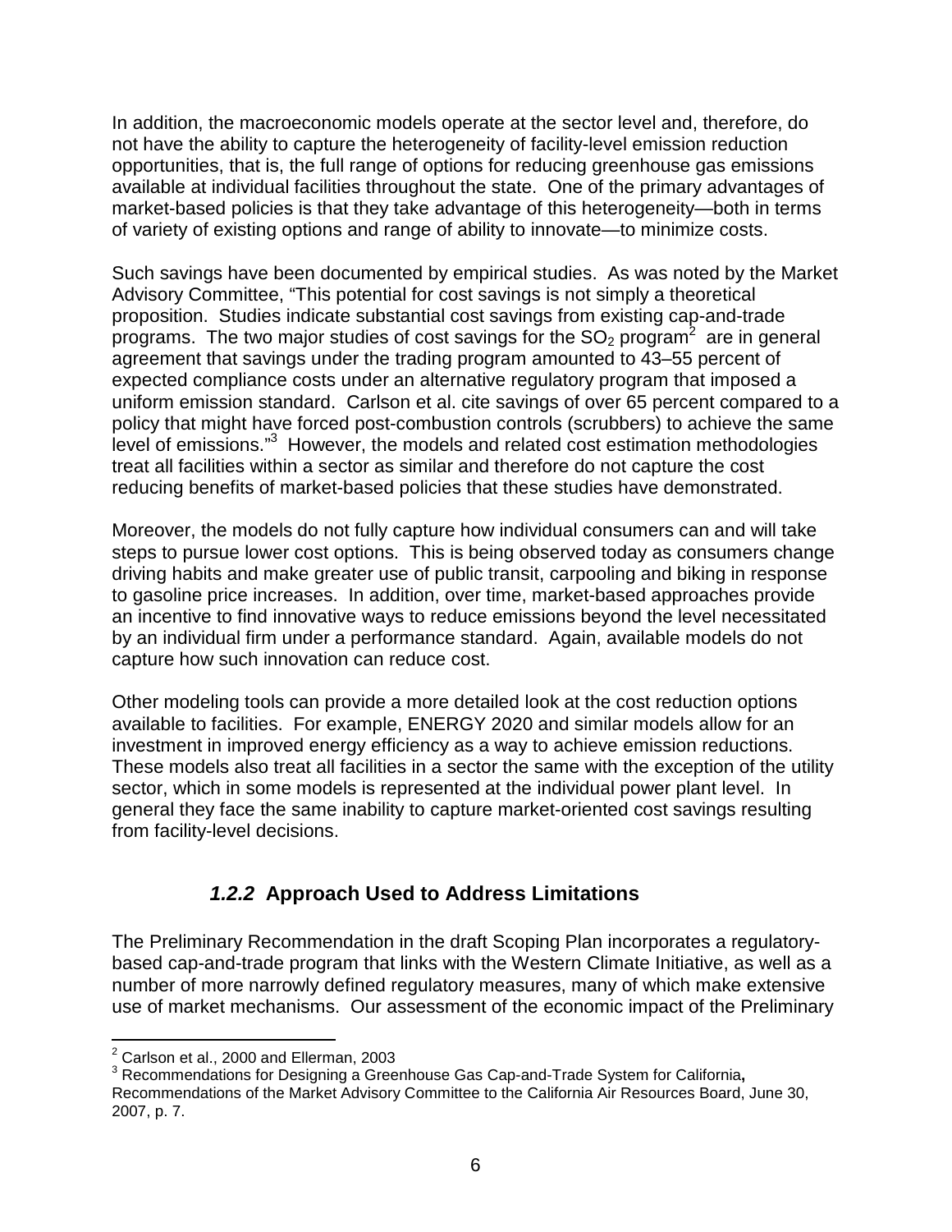In addition, the macroeconomic models operate at the sector level and, therefore, do not have the ability to capture the heterogeneity of facility-level emission reduction opportunities, that is, the full range of options for reducing greenhouse gas emissions available at individual facilities throughout the state. One of the primary advantages of market-based policies is that they take advantage of this heterogeneity—both in terms of variety of existing options and range of ability to innovate—to minimize costs.

Such savings have been documented by empirical studies. As was noted by the Market Advisory Committee, "This potential for cost savings is not simply a theoretical proposition. Studies indicate substantial cost savings from existing cap-and-trade programs. The two major studies of cost savings for the $SO_2$ program[2] are in general agreement that savings under the trading program amounted to 43–55 percent of expected compliance costs under an alternative regulatory program that imposed a uniform emission standard. Carlson et al. cite savings of over 65 percent compared to a policy that might have forced post-combustion controls (scrubbers) to achieve the same level of emissions."[3] However, the models and related cost estimation methodologies treat all facilities within a sector as similar and therefore do not capture the cost reducing benefits of market-based policies that these studies have demonstrated.

Moreover, the models do not fully capture how individual consumers can and will take steps to pursue lower cost options. This is being observed today as consumers change driving habits and make greater use of public transit, carpooling and biking in response to gasoline price increases. In addition, over time, market-based approaches provide an incentive to find innovative ways to reduce emissions beyond the level necessitated by an individual firm under a performance standard. Again, available models do not capture how such innovation can reduce cost.

Other modeling tools can provide a more detailed look at the cost reduction options available to facilities. For example, ENERGY 2020 and similar models allow for an investment in improved energy efficiency as a way to achieve emission reductions. These models also treat all facilities in a sector the same with the exception of the utility sector, which in some models is represented at the individual power plant level. In general they face the same inability to capture market-oriented cost savings resulting from facility-level decisions.

### ***1.2.2*** **Approach Used to Address Limitations**

The Preliminary Recommendation in the draft Scoping Plan incorporates a regulatory-based cap-and-trade program that links with the Western Climate Initiative, as well as a number of more narrowly defined regulatory measures, many of which make extensive use of market mechanisms. Our assessment of the economic impact of the Preliminary

---

[2] Carlson et al., 2000 and Ellerman, 2003

[3] Recommendations for Designing a Greenhouse Gas Cap-and-Trade System for California**,** Recommendations of the Market Advisory Committee to the California Air Resources Board, June 30, 2007, p. 7.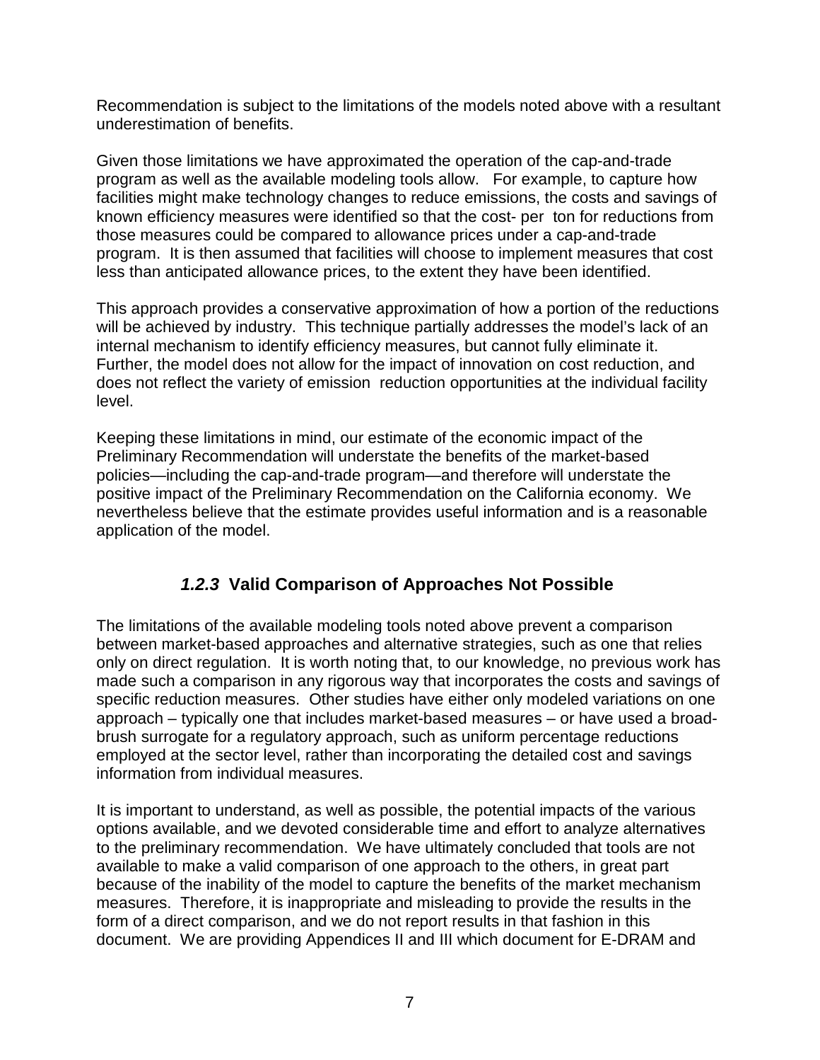Recommendation is subject to the limitations of the models noted above with a resultant underestimation of benefits.

Given those limitations we have approximated the operation of the cap-and-trade program as well as the available modeling tools allow. For example, to capture how facilities might make technology changes to reduce emissions, the costs and savings of known efficiency measures were identified so that the cost- per ton for reductions from those measures could be compared to allowance prices under a cap-and-trade program. It is then assumed that facilities will choose to implement measures that cost less than anticipated allowance prices, to the extent they have been identified.

This approach provides a conservative approximation of how a portion of the reductions will be achieved by industry. This technique partially addresses the model's lack of an internal mechanism to identify efficiency measures, but cannot fully eliminate it. Further, the model does not allow for the impact of innovation on cost reduction, and does not reflect the variety of emission reduction opportunities at the individual facility level.

Keeping these limitations in mind, our estimate of the economic impact of the Preliminary Recommendation will understate the benefits of the market-based policies—including the cap-and-trade program—and therefore will understate the positive impact of the Preliminary Recommendation on the California economy. We nevertheless believe that the estimate provides useful information and is a reasonable application of the model.

### *1.2.3* Valid Comparison of Approaches Not Possible

The limitations of the available modeling tools noted above prevent a comparison between market-based approaches and alternative strategies, such as one that relies only on direct regulation. It is worth noting that, to our knowledge, no previous work has made such a comparison in any rigorous way that incorporates the costs and savings of specific reduction measures. Other studies have either only modeled variations on one approach – typically one that includes market-based measures – or have used a broad-brush surrogate for a regulatory approach, such as uniform percentage reductions employed at the sector level, rather than incorporating the detailed cost and savings information from individual measures.

It is important to understand, as well as possible, the potential impacts of the various options available, and we devoted considerable time and effort to analyze alternatives to the preliminary recommendation. We have ultimately concluded that tools are not available to make a valid comparison of one approach to the others, in great part because of the inability of the model to capture the benefits of the market mechanism measures. Therefore, it is inappropriate and misleading to provide the results in the form of a direct comparison, and we do not report results in that fashion in this document. We are providing Appendices II and III which document for E-DRAM and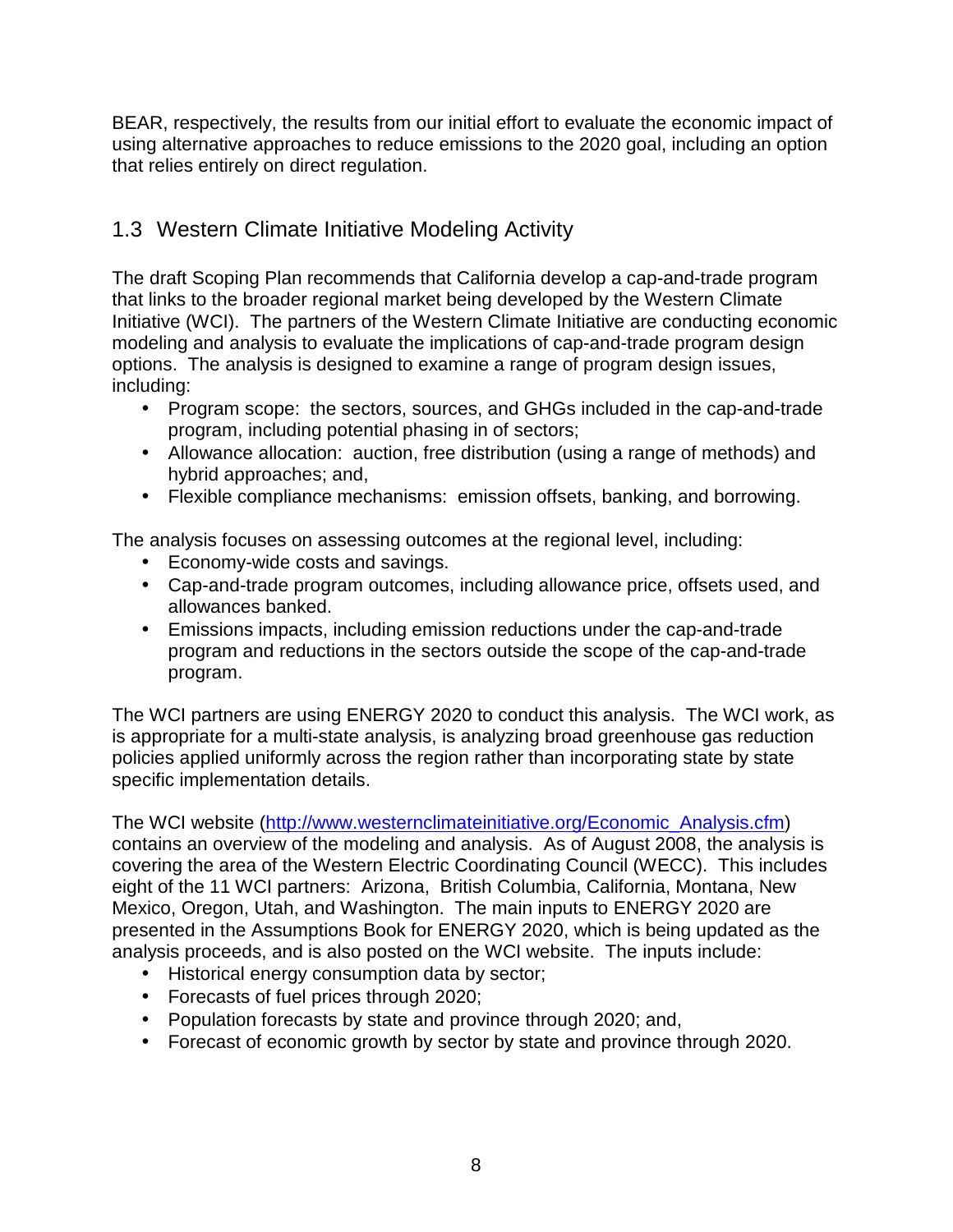BEAR, respectively, the results from our initial effort to evaluate the economic impact of using alternative approaches to reduce emissions to the 2020 goal, including an option that relies entirely on direct regulation.

## 1.3 Western Climate Initiative Modeling Activity

The draft Scoping Plan recommends that California develop a cap-and-trade program that links to the broader regional market being developed by the Western Climate Initiative (WCI). The partners of the Western Climate Initiative are conducting economic modeling and analysis to evaluate the implications of cap-and-trade program design options. The analysis is designed to examine a range of program design issues, including:

- Program scope: the sectors, sources, and GHGs included in the cap-and-trade program, including potential phasing in of sectors;
- Allowance allocation: auction, free distribution (using a range of methods) and hybrid approaches; and,
- Flexible compliance mechanisms: emission offsets, banking, and borrowing.

The analysis focuses on assessing outcomes at the regional level, including:

- Economy-wide costs and savings.
- Cap-and-trade program outcomes, including allowance price, offsets used, and allowances banked.
- Emissions impacts, including emission reductions under the cap-and-trade program and reductions in the sectors outside the scope of the cap-and-trade program.

The WCI partners are using ENERGY 2020 to conduct this analysis. The WCI work, as is appropriate for a multi-state analysis, is analyzing broad greenhouse gas reduction policies applied uniformly across the region rather than incorporating state by state specific implementation details.

The WCI website (http://www.westernclimateinitiative.org/Economic_Analysis.cfm) contains an overview of the modeling and analysis. As of August 2008, the analysis is covering the area of the Western Electric Coordinating Council (WECC). This includes eight of the 11 WCI partners: Arizona, British Columbia, California, Montana, New Mexico, Oregon, Utah, and Washington. The main inputs to ENERGY 2020 are presented in the Assumptions Book for ENERGY 2020, which is being updated as the analysis proceeds, and is also posted on the WCI website. The inputs include:

- Historical energy consumption data by sector;
- Forecasts of fuel prices through 2020;
- Population forecasts by state and province through 2020; and,
- Forecast of economic growth by sector by state and province through 2020.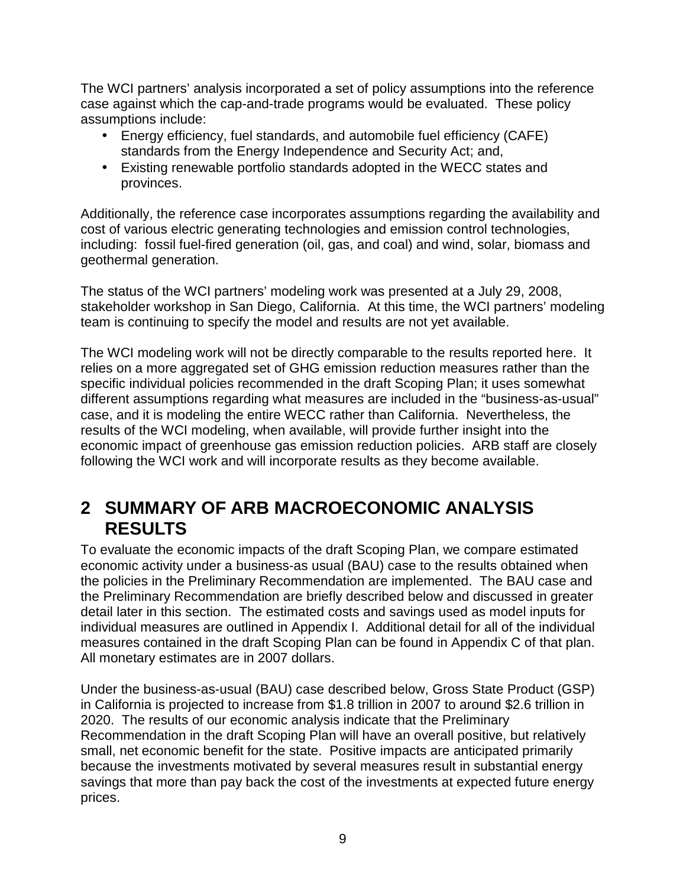The WCI partners' analysis incorporated a set of policy assumptions into the reference case against which the cap-and-trade programs would be evaluated. These policy assumptions include:

- Energy efficiency, fuel standards, and automobile fuel efficiency (CAFE) standards from the Energy Independence and Security Act; and,
- Existing renewable portfolio standards adopted in the WECC states and provinces.

Additionally, the reference case incorporates assumptions regarding the availability and cost of various electric generating technologies and emission control technologies, including: fossil fuel-fired generation (oil, gas, and coal) and wind, solar, biomass and geothermal generation.

The status of the WCI partners' modeling work was presented at a July 29, 2008, stakeholder workshop in San Diego, California. At this time, the WCI partners' modeling team is continuing to specify the model and results are not yet available.

The WCI modeling work will not be directly comparable to the results reported here. It relies on a more aggregated set of GHG emission reduction measures rather than the specific individual policies recommended in the draft Scoping Plan; it uses somewhat different assumptions regarding what measures are included in the "business-as-usual" case, and it is modeling the entire WECC rather than California. Nevertheless, the results of the WCI modeling, when available, will provide further insight into the economic impact of greenhouse gas emission reduction policies. ARB staff are closely following the WCI work and will incorporate results as they become available.

# 2 SUMMARY OF ARB MACROECONOMIC ANALYSIS RESULTS

To evaluate the economic impacts of the draft Scoping Plan, we compare estimated economic activity under a business-as usual (BAU) case to the results obtained when the policies in the Preliminary Recommendation are implemented. The BAU case and the Preliminary Recommendation are briefly described below and discussed in greater detail later in this section. The estimated costs and savings used as model inputs for individual measures are outlined in Appendix I. Additional detail for all of the individual measures contained in the draft Scoping Plan can be found in Appendix C of that plan. All monetary estimates are in 2007 dollars.

Under the business-as-usual (BAU) case described below, Gross State Product (GSP) in California is projected to increase from $1.8 trillion in 2007 to around $2.6 trillion in 2020. The results of our economic analysis indicate that the Preliminary Recommendation in the draft Scoping Plan will have an overall positive, but relatively small, net economic benefit for the state. Positive impacts are anticipated primarily because the investments motivated by several measures result in substantial energy savings that more than pay back the cost of the investments at expected future energy prices.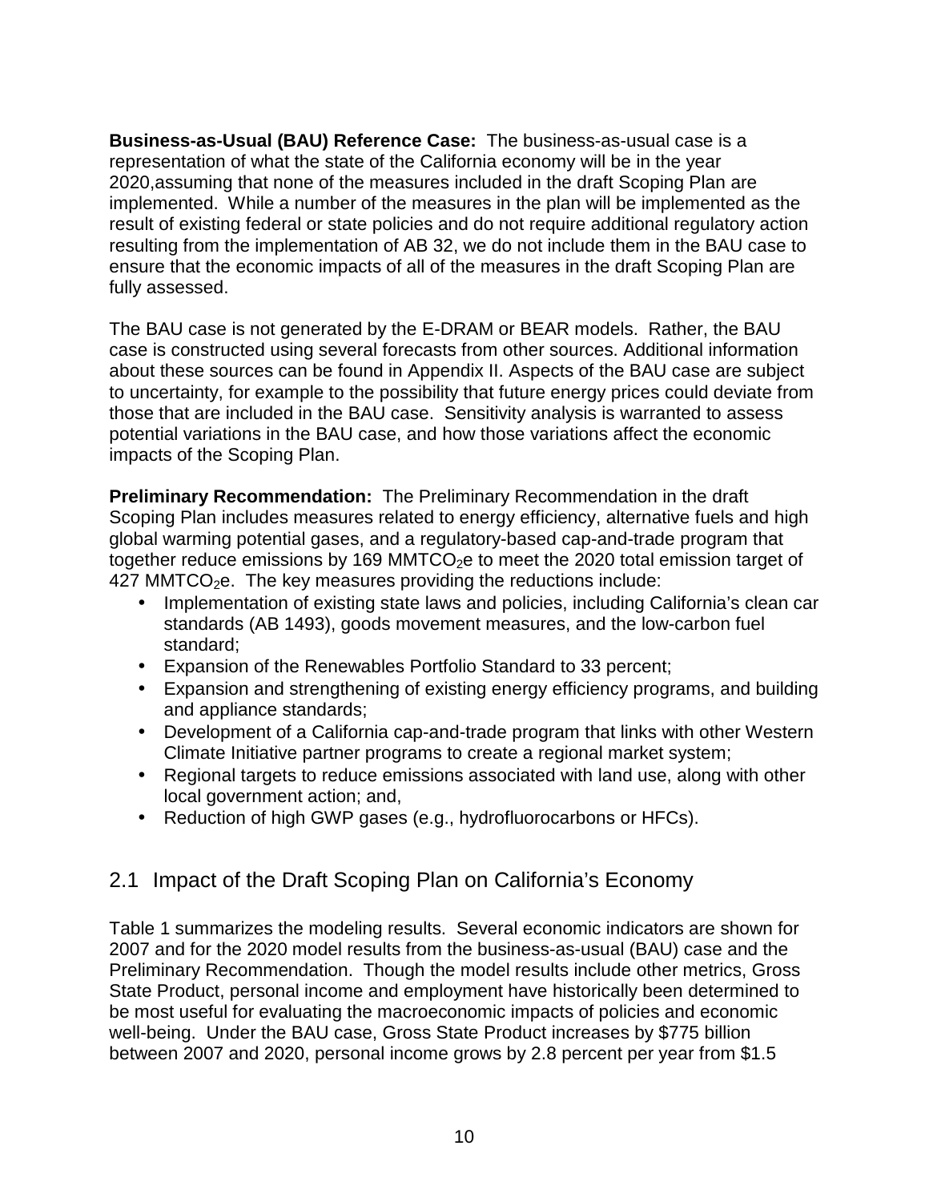**Business-as-Usual (BAU) Reference Case:** The business-as-usual case is a representation of what the state of the California economy will be in the year 2020,assuming that none of the measures included in the draft Scoping Plan are implemented. While a number of the measures in the plan will be implemented as the result of existing federal or state policies and do not require additional regulatory action resulting from the implementation of AB 32, we do not include them in the BAU case to ensure that the economic impacts of all of the measures in the draft Scoping Plan are fully assessed.

The BAU case is not generated by the E-DRAM or BEAR models. Rather, the BAU case is constructed using several forecasts from other sources. Additional information about these sources can be found in Appendix II. Aspects of the BAU case are subject to uncertainty, for example to the possibility that future energy prices could deviate from those that are included in the BAU case. Sensitivity analysis is warranted to assess potential variations in the BAU case, and how those variations affect the economic impacts of the Scoping Plan.

**Preliminary Recommendation:** The Preliminary Recommendation in the draft Scoping Plan includes measures related to energy efficiency, alternative fuels and high global warming potential gases, and a regulatory-based cap-and-trade program that together reduce emissions by 169 $MMTCO_2e$ to meet the 2020 total emission target of 427 $MMTCO_2e$. The key measures providing the reductions include:

- Implementation of existing state laws and policies, including California's clean car standards (AB 1493), goods movement measures, and the low-carbon fuel standard;
- Expansion of the Renewables Portfolio Standard to 33 percent;
- Expansion and strengthening of existing energy efficiency programs, and building and appliance standards;
- Development of a California cap-and-trade program that links with other Western Climate Initiative partner programs to create a regional market system;
- Regional targets to reduce emissions associated with land use, along with other local government action; and,
- Reduction of high GWP gases (e.g., hydrofluorocarbons or HFCs).

## 2.1 Impact of the Draft Scoping Plan on California's Economy

Table 1 summarizes the modeling results. Several economic indicators are shown for 2007 and for the 2020 model results from the business-as-usual (BAU) case and the Preliminary Recommendation. Though the model results include other metrics, Gross State Product, personal income and employment have historically been determined to be most useful for evaluating the macroeconomic impacts of policies and economic well-being. Under the BAU case, Gross State Product increases by $775 billion between 2007 and 2020, personal income grows by 2.8 percent per year from $1.5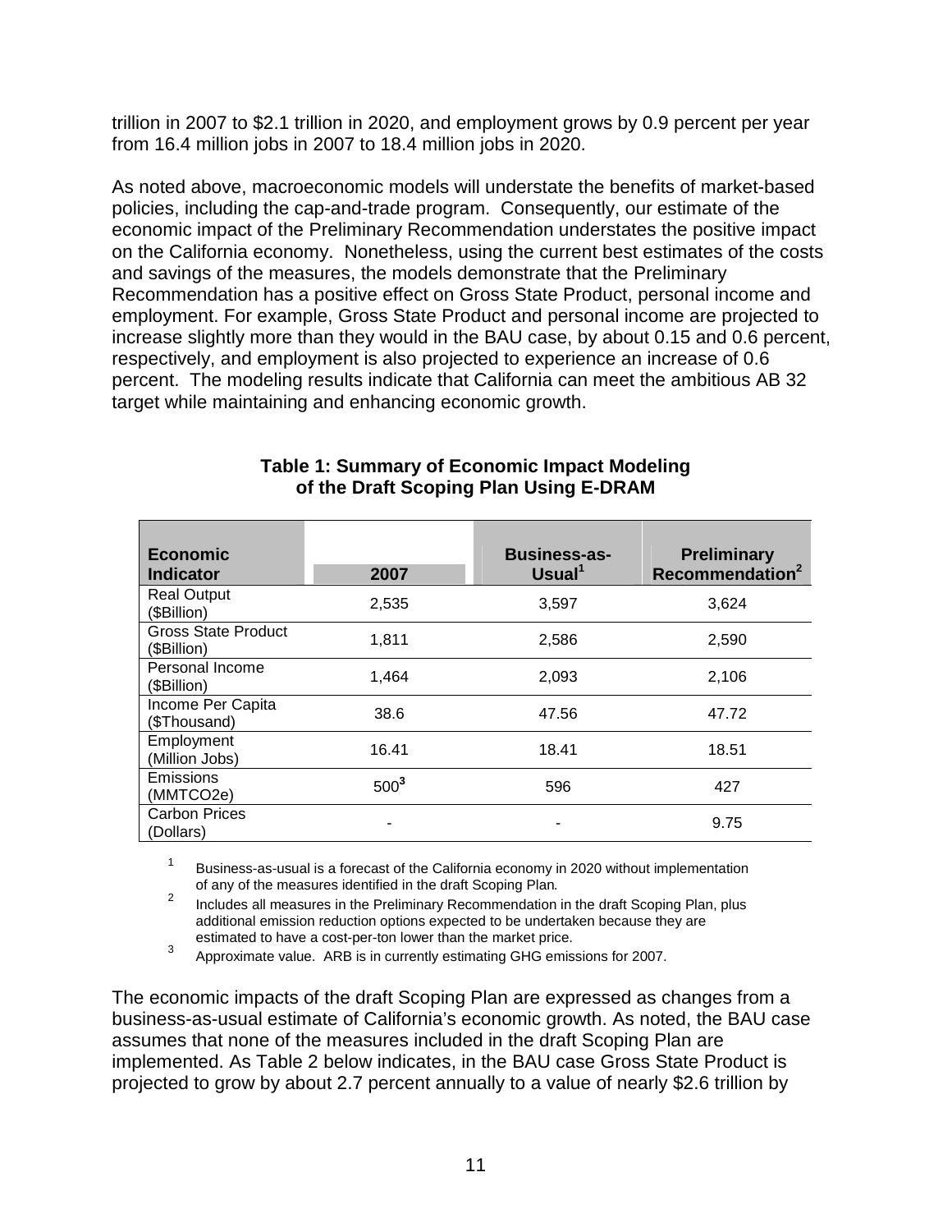trillion in 2007 to $2.1 trillion in 2020, and employment grows by 0.9 percent per year from 16.4 million jobs in 2007 to 18.4 million jobs in 2020.

As noted above, macroeconomic models will understate the benefits of market-based policies, including the cap-and-trade program. Consequently, our estimate of the economic impact of the Preliminary Recommendation understates the positive impact on the California economy. Nonetheless, using the current best estimates of the costs and savings of the measures, the models demonstrate that the Preliminary Recommendation has a positive effect on Gross State Product, personal income and employment. For example, Gross State Product and personal income are projected to increase slightly more than they would in the BAU case, by about 0.15 and 0.6 percent, respectively, and employment is also projected to experience an increase of 0.6 percent. The modeling results indicate that California can meet the ambitious AB 32 target while maintaining and enhancing economic growth.

**Table 1: Summary of Economic Impact Modeling of the Draft Scoping Plan Using E-DRAM**

| Economic Indicator | 2007 | Business-as-Usual[1] | Preliminary Recommendation[2] |
|---|---|---|---|
| Real Output ($Billion) | 2,535 | 3,597 | 3,624 |
| Gross State Product ($Billion) | 1,811 | 2,586 | 2,590 |
| Personal Income ($Billion) | 1,464 | 2,093 | 2,106 |
| Income Per Capita ($Thousand) | 38.6 | 47.56 | 47.72 |
| Employment (Million Jobs) | 16.41 | 18.41 | 18.51 |
| Emissions (MMTCO2e) | 500[3] | 596 | 427 |
| Carbon Prices (Dollars) | - | - | 9.75 |

[1] Business-as-usual is a forecast of the California economy in 2020 without implementation of any of the measures identified in the draft Scoping Plan.

[2] Includes all measures in the Preliminary Recommendation in the draft Scoping Plan, plus additional emission reduction options expected to be undertaken because they are estimated to have a cost-per-ton lower than the market price.

[3] Approximate value. ARB is in currently estimating GHG emissions for 2007.

The economic impacts of the draft Scoping Plan are expressed as changes from a business-as-usual estimate of California's economic growth. As noted, the BAU case assumes that none of the measures included in the draft Scoping Plan are implemented. As Table 2 below indicates, in the BAU case Gross State Product is projected to grow by about 2.7 percent annually to a value of nearly $2.6 trillion by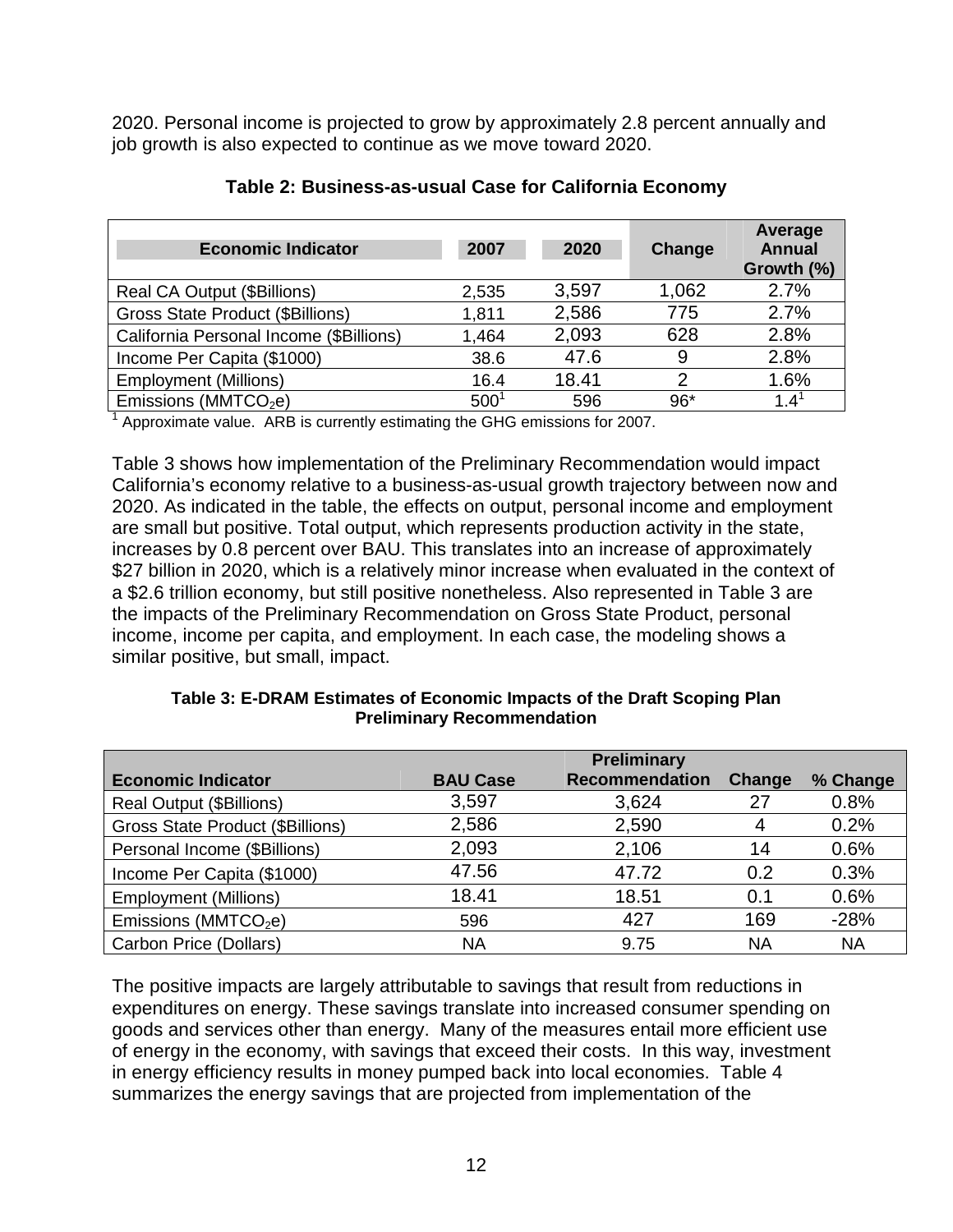2020. Personal income is projected to grow by approximately 2.8 percent annually and job growth is also expected to continue as we move toward 2020.

**Table 2: Business-as-usual Case for California Economy**

| Economic Indicator | 2007 | 2020 | Change | Average Annual Growth (%) |
|---|---|---|---|---|
| Real CA Output ($Billions) | 2,535 | 3,597 | 1,062 | 2.7% |
| Gross State Product ($Billions) | 1,811 | 2,586 | 775 | 2.7% |
| California Personal Income ($Billions) | 1,464 | 2,093 | 628 | 2.8% |
| Income Per Capita ($1000) | 38.6 | 47.6 | 9 | 2.8% |
| Employment (Millions) | 16.4 | 18.41 | 2 | 1.6% |
| Emissions ($MMTCO_2e$) | 500[1] | 596 | 96* | 1.4[1] |

[1] Approximate value. ARB is currently estimating the GHG emissions for 2007.

Table 3 shows how implementation of the Preliminary Recommendation would impact California's economy relative to a business-as-usual growth trajectory between now and 2020. As indicated in the table, the effects on output, personal income and employment are small but positive. Total output, which represents production activity in the state, increases by 0.8 percent over BAU. This translates into an increase of approximately $27 billion in 2020, which is a relatively minor increase when evaluated in the context of a $2.6 trillion economy, but still positive nonetheless. Also represented in Table 3 are the impacts of the Preliminary Recommendation on Gross State Product, personal income, income per capita, and employment. In each case, the modeling shows a similar positive, but small, impact.

**Table 3: E-DRAM Estimates of Economic Impacts of the Draft Scoping Plan Preliminary Recommendation**

| Economic Indicator | BAU Case | Preliminary Recommendation | Change | % Change |
|---|---|---|---|---|
| Real Output ($Billions) | 3,597 | 3,624 | 27 | 0.8% |
| Gross State Product ($Billions) | 2,586 | 2,590 | 4 | 0.2% |
| Personal Income ($Billions) | 2,093 | 2,106 | 14 | 0.6% |
| Income Per Capita ($1000) | 47.56 | 47.72 | 0.2 | 0.3% |
| Employment (Millions) | 18.41 | 18.51 | 0.1 | 0.6% |
| Emissions ($MMTCO_2e$) | 596 | 427 | 169 | -28% |
| Carbon Price (Dollars) | NA | 9.75 | NA | NA |

The positive impacts are largely attributable to savings that result from reductions in expenditures on energy. These savings translate into increased consumer spending on goods and services other than energy. Many of the measures entail more efficient use of energy in the economy, with savings that exceed their costs. In this way, investment in energy efficiency results in money pumped back into local economies. Table 4 summarizes the energy savings that are projected from implementation of the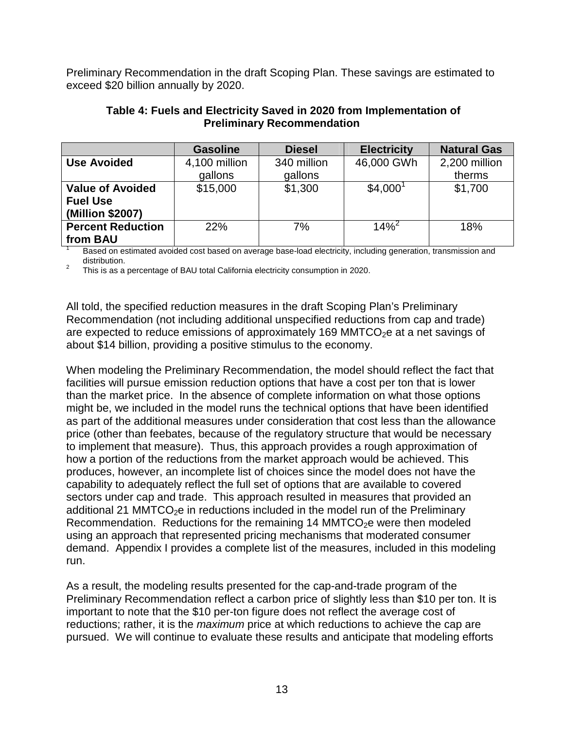Preliminary Recommendation in the draft Scoping Plan. These savings are estimated to exceed \$20 billion annually by 2020.

**Table 4: Fuels and Electricity Saved in 2020 from Implementation of Preliminary Recommendation**

| | Gasoline | Diesel | Electricity | Natural Gas |
|---|---|---|---|---|
| **Use Avoided** | 4,100 million gallons | 340 million gallons | 46,000 GWh | 2,200 million therms |
| **Value of Avoided Fuel Use (Million \$2007)** | \$15,000 | \$1,300 | \$4,000[1] | \$1,700 |
| **Percent Reduction from BAU** | 22% | 7% | 14%[2] | 18% |

[1] Based on estimated avoided cost based on average base-load electricity, including generation, transmission and distribution.

[2] This is as a percentage of BAU total California electricity consumption in 2020.

All told, the specified reduction measures in the draft Scoping Plan's Preliminary Recommendation (not including additional unspecified reductions from cap and trade) are expected to reduce emissions of approximately 169 $MMTCO_2e$ at a net savings of about \$14 billion, providing a positive stimulus to the economy.

When modeling the Preliminary Recommendation, the model should reflect the fact that facilities will pursue emission reduction options that have a cost per ton that is lower than the market price. In the absence of complete information on what those options might be, we included in the model runs the technical options that have been identified as part of the additional measures under consideration that cost less than the allowance price (other than feebates, because of the regulatory structure that would be necessary to implement that measure). Thus, this approach provides a rough approximation of how a portion of the reductions from the market approach would be achieved. This produces, however, an incomplete list of choices since the model does not have the capability to adequately reflect the full set of options that are available to covered sectors under cap and trade. This approach resulted in measures that provided an additional 21 $MMTCO_2e$ in reductions included in the model run of the Preliminary Recommendation. Reductions for the remaining 14 $MMTCO_2e$ were then modeled using an approach that represented pricing mechanisms that moderated consumer demand. Appendix I provides a complete list of the measures, included in this modeling run.

As a result, the modeling results presented for the cap-and-trade program of the Preliminary Recommendation reflect a carbon price of slightly less than \$10 per ton. It is important to note that the \$10 per-ton figure does not reflect the average cost of reductions; rather, it is the *maximum* price at which reductions to achieve the cap are pursued. We will continue to evaluate these results and anticipate that modeling efforts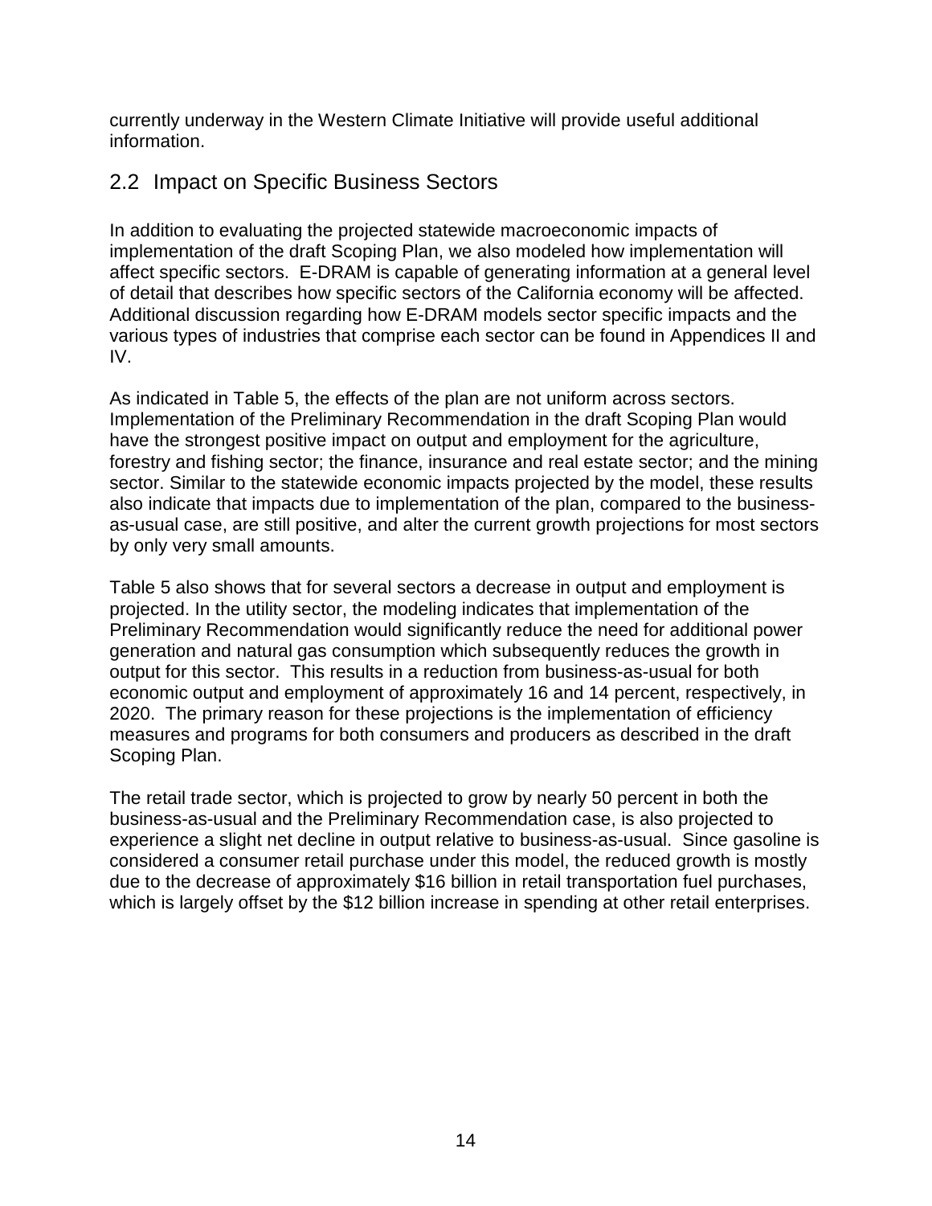currently underway in the Western Climate Initiative will provide useful additional information.

## 2.2 Impact on Specific Business Sectors

In addition to evaluating the projected statewide macroeconomic impacts of implementation of the draft Scoping Plan, we also modeled how implementation will affect specific sectors. E-DRAM is capable of generating information at a general level of detail that describes how specific sectors of the California economy will be affected. Additional discussion regarding how E-DRAM models sector specific impacts and the various types of industries that comprise each sector can be found in Appendices II and IV.

As indicated in Table 5, the effects of the plan are not uniform across sectors. Implementation of the Preliminary Recommendation in the draft Scoping Plan would have the strongest positive impact on output and employment for the agriculture, forestry and fishing sector; the finance, insurance and real estate sector; and the mining sector. Similar to the statewide economic impacts projected by the model, these results also indicate that impacts due to implementation of the plan, compared to the business-as-usual case, are still positive, and alter the current growth projections for most sectors by only very small amounts.

Table 5 also shows that for several sectors a decrease in output and employment is projected. In the utility sector, the modeling indicates that implementation of the Preliminary Recommendation would significantly reduce the need for additional power generation and natural gas consumption which subsequently reduces the growth in output for this sector. This results in a reduction from business-as-usual for both economic output and employment of approximately 16 and 14 percent, respectively, in 2020. The primary reason for these projections is the implementation of efficiency measures and programs for both consumers and producers as described in the draft Scoping Plan.

The retail trade sector, which is projected to grow by nearly 50 percent in both the business-as-usual and the Preliminary Recommendation case, is also projected to experience a slight net decline in output relative to business-as-usual. Since gasoline is considered a consumer retail purchase under this model, the reduced growth is mostly due to the decrease of approximately $16 billion in retail transportation fuel purchases, which is largely offset by the $12 billion increase in spending at other retail enterprises.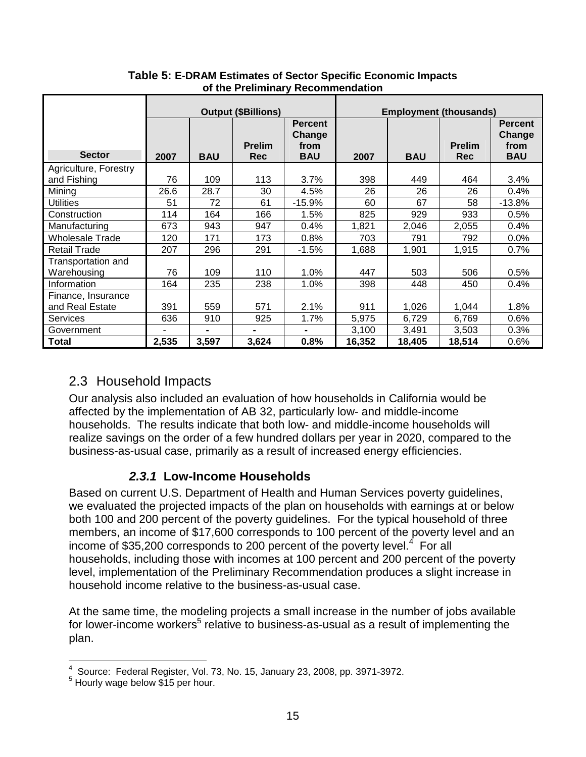**Table 5: E-DRAM Estimates of Sector Specific Economic Impacts of the Preliminary Recommendation**

| Sector | Output ($Billions) | | | | Employment (thousands) | | | |
|---|---|---|---|---|---|---|---|---|
| | 2007 | BAU | Prelim Rec | Percent Change from BAU | 2007 | BAU | Prelim Rec | Percent Change from BAU |
| Agriculture, Forestry and Fishing | 76 | 109 | 113 | 3.7% | 398 | 449 | 464 | 3.4% |
| Mining | 26.6 | 28.7 | 30 | 4.5% | 26 | 26 | 26 | 0.4% |
| Utilities | 51 | 72 | 61 | -15.9% | 60 | 67 | 58 | -13.8% |
| Construction | 114 | 164 | 166 | 1.5% | 825 | 929 | 933 | 0.5% |
| Manufacturing | 673 | 943 | 947 | 0.4% | 1,821 | 2,046 | 2,055 | 0.4% |
| Wholesale Trade | 120 | 171 | 173 | 0.8% | 703 | 791 | 792 | 0.0% |
| Retail Trade | 207 | 296 | 291 | -1.5% | 1,688 | 1,901 | 1,915 | 0.7% |
| Transportation and Warehousing | 76 | 109 | 110 | 1.0% | 447 | 503 | 506 | 0.5% |
| Information | 164 | 235 | 238 | 1.0% | 398 | 448 | 450 | 0.4% |
| Finance, Insurance and Real Estate | 391 | 559 | 571 | 2.1% | 911 | 1,026 | 1,044 | 1.8% |
| Services | 636 | 910 | 925 | 1.7% | 5,975 | 6,729 | 6,769 | 0.6% |
| Government | - | - | - | - | 3,100 | 3,491 | 3,503 | 0.3% |
| **Total** | **2,535** | **3,597** | **3,624** | **0.8%** | **16,352** | **18,405** | **18,514** | 0.6% |

## 2.3 Household Impacts

Our analysis also included an evaluation of how households in California would be affected by the implementation of AB 32, particularly low- and middle-income households. The results indicate that both low- and middle-income households will realize savings on the order of a few hundred dollars per year in 2020, compared to the business-as-usual case, primarily as a result of increased energy efficiencies.

### *2.3.1* Low-Income Households

Based on current U.S. Department of Health and Human Services poverty guidelines, we evaluated the projected impacts of the plan on households with earnings at or below both 100 and 200 percent of the poverty guidelines. For the typical household of three members, an income of $17,600 corresponds to 100 percent of the poverty level and an income of $35,200 corresponds to 200 percent of the poverty level.[4] For all households, including those with incomes at 100 percent and 200 percent of the poverty level, implementation of the Preliminary Recommendation produces a slight increase in household income relative to the business-as-usual case.

At the same time, the modeling projects a small increase in the number of jobs available for lower-income workers[5] relative to business-as-usual as a result of implementing the plan.

---

[4] Source: Federal Register, Vol. 73, No. 15, January 23, 2008, pp. 3971-3972.

[5] Hourly wage below $15 per hour.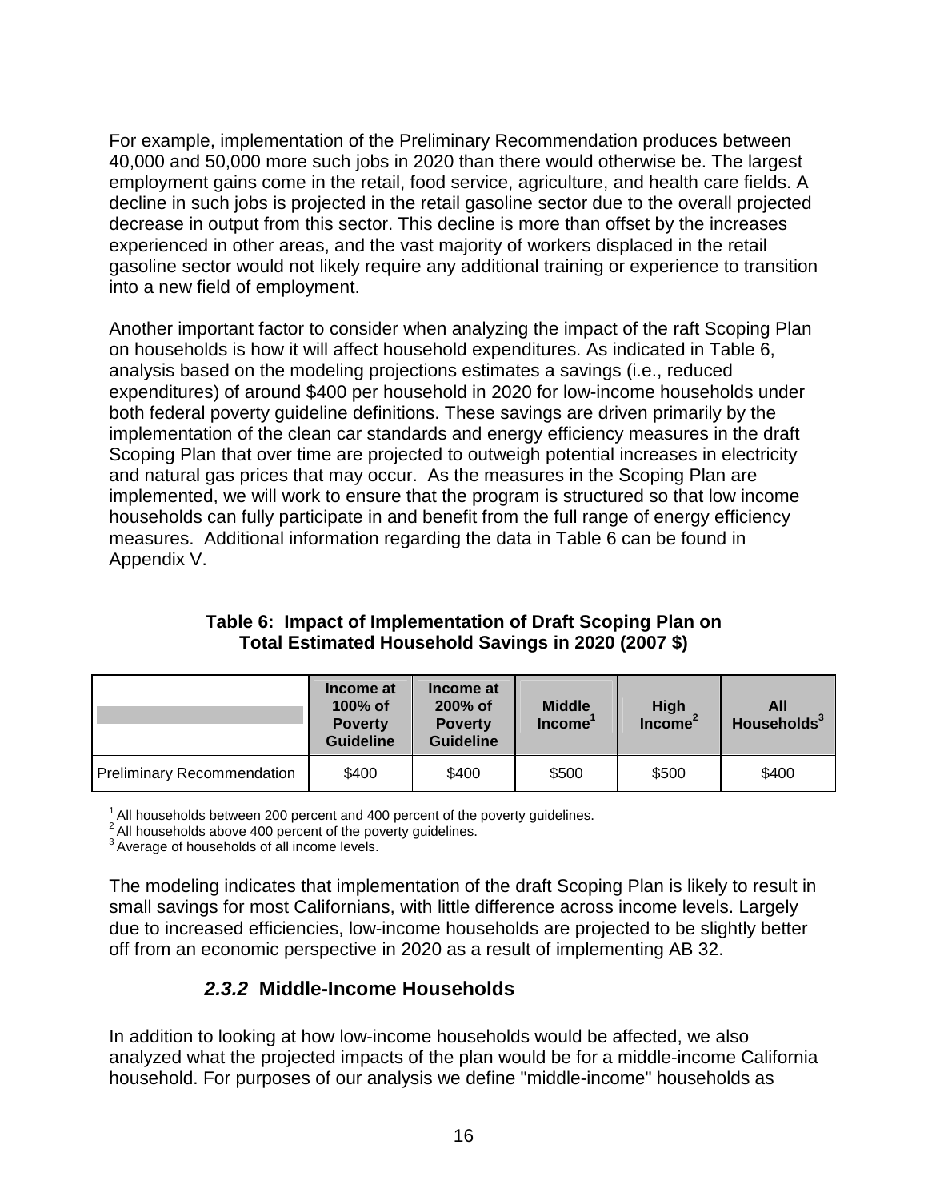For example, implementation of the Preliminary Recommendation produces between 40,000 and 50,000 more such jobs in 2020 than there would otherwise be. The largest employment gains come in the retail, food service, agriculture, and health care fields. A decline in such jobs is projected in the retail gasoline sector due to the overall projected decrease in output from this sector. This decline is more than offset by the increases experienced in other areas, and the vast majority of workers displaced in the retail gasoline sector would not likely require any additional training or experience to transition into a new field of employment.

Another important factor to consider when analyzing the impact of the raft Scoping Plan on households is how it will affect household expenditures. As indicated in Table 6, analysis based on the modeling projections estimates a savings (i.e., reduced expenditures) of around $400 per household in 2020 for low-income households under both federal poverty guideline definitions. These savings are driven primarily by the implementation of the clean car standards and energy efficiency measures in the draft Scoping Plan that over time are projected to outweigh potential increases in electricity and natural gas prices that may occur. As the measures in the Scoping Plan are implemented, we will work to ensure that the program is structured so that low income households can fully participate in and benefit from the full range of energy efficiency measures. Additional information regarding the data in Table 6 can be found in Appendix V.

**Table 6: Impact of Implementation of Draft Scoping Plan on Total Estimated Household Savings in 2020 (2007 $)**

| | Income at 100% of Poverty Guideline | Income at 200% of Poverty Guideline | Middle Income[1] | High Income[2] | All Households[3] |
|---|---|---|---|---|---|
| Preliminary Recommendation | $400 | $400 | $500 | $500 | $400 |

[1] All households between 200 percent and 400 percent of the poverty guidelines.
[2] All households above 400 percent of the poverty guidelines.
[3] Average of households of all income levels.

The modeling indicates that implementation of the draft Scoping Plan is likely to result in small savings for most Californians, with little difference across income levels. Largely due to increased efficiencies, low-income households are projected to be slightly better off from an economic perspective in 2020 as a result of implementing AB 32.

### *2.3.2* Middle-Income Households

In addition to looking at how low-income households would be affected, we also analyzed what the projected impacts of the plan would be for a middle-income California household. For purposes of our analysis we define "middle-income" households as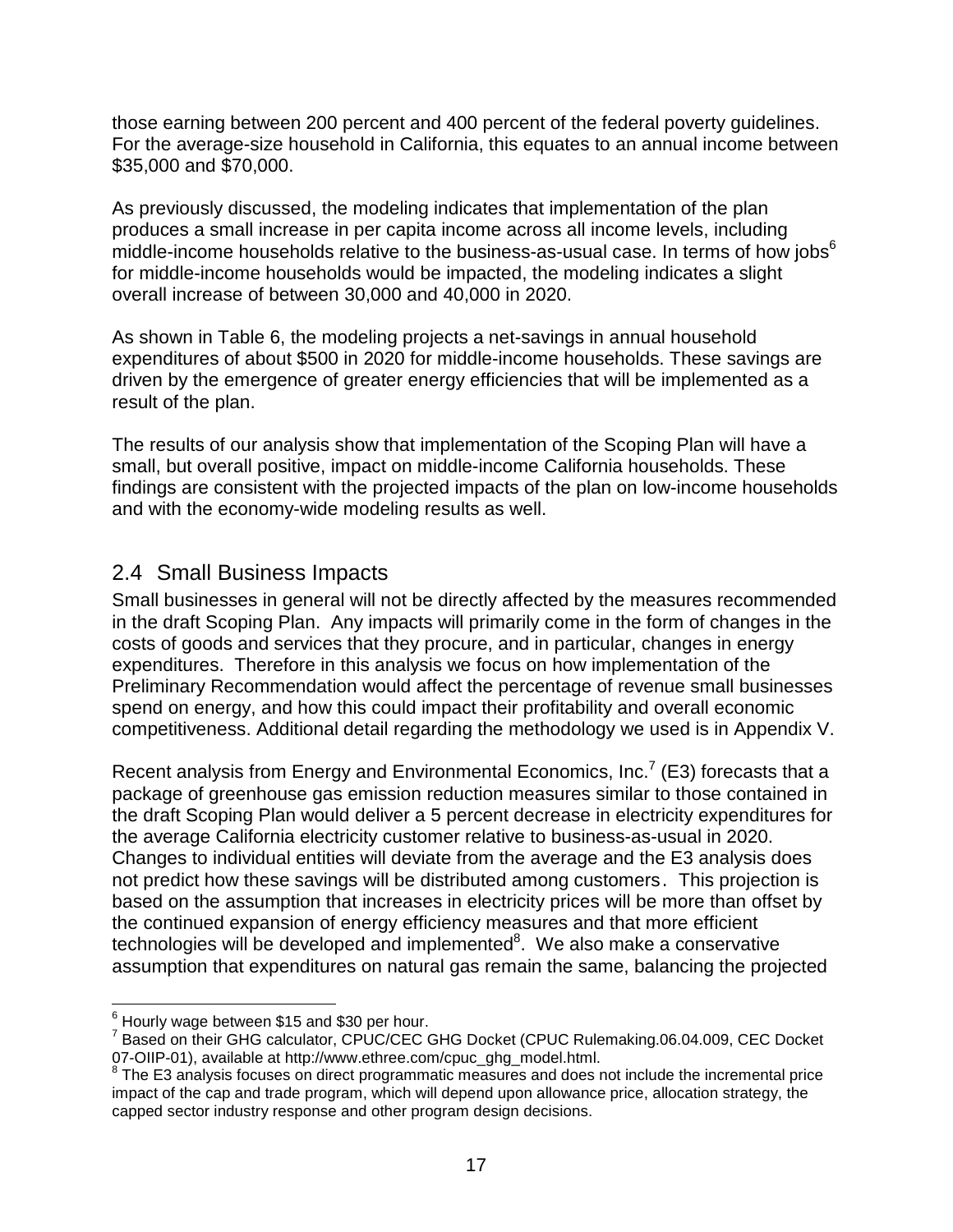those earning between 200 percent and 400 percent of the federal poverty guidelines. For the average-size household in California, this equates to an annual income between \$35,000 and \$70,000.

As previously discussed, the modeling indicates that implementation of the plan produces a small increase in per capita income across all income levels, including middle-income households relative to the business-as-usual case. In terms of how jobs[6] for middle-income households would be impacted, the modeling indicates a slight overall increase of between 30,000 and 40,000 in 2020.

As shown in Table 6, the modeling projects a net-savings in annual household expenditures of about \$500 in 2020 for middle-income households. These savings are driven by the emergence of greater energy efficiencies that will be implemented as a result of the plan.

The results of our analysis show that implementation of the Scoping Plan will have a small, but overall positive, impact on middle-income California households. These findings are consistent with the projected impacts of the plan on low-income households and with the economy-wide modeling results as well.

## 2.4 Small Business Impacts

Small businesses in general will not be directly affected by the measures recommended in the draft Scoping Plan. Any impacts will primarily come in the form of changes in the costs of goods and services that they procure, and in particular, changes in energy expenditures. Therefore in this analysis we focus on how implementation of the Preliminary Recommendation would affect the percentage of revenue small businesses spend on energy, and how this could impact their profitability and overall economic competitiveness. Additional detail regarding the methodology we used is in Appendix V.

Recent analysis from Energy and Environmental Economics, Inc.[7] (E3) forecasts that a package of greenhouse gas emission reduction measures similar to those contained in the draft Scoping Plan would deliver a 5 percent decrease in electricity expenditures for the average California electricity customer relative to business-as-usual in 2020. Changes to individual entities will deviate from the average and the E3 analysis does not predict how these savings will be distributed among customers. This projection is based on the assumption that increases in electricity prices will be more than offset by the continued expansion of energy efficiency measures and that more efficient technologies will be developed and implemented[8]. We also make a conservative assumption that expenditures on natural gas remain the same, balancing the projected

---

[6] Hourly wage between \$15 and \$30 per hour.

[7] Based on their GHG calculator, CPUC/CEC GHG Docket (CPUC Rulemaking.06.04.009, CEC Docket 07-OIIP-01), available at http://www.ethree.com/cpuc_ghg_model.html.

[8] The E3 analysis focuses on direct programmatic measures and does not include the incremental price impact of the cap and trade program, which will depend upon allowance price, allocation strategy, the capped sector industry response and other program design decisions.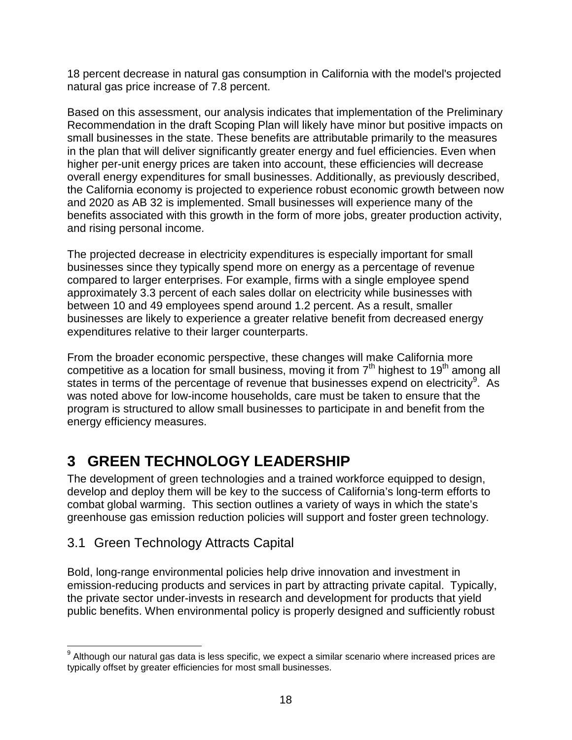18 percent decrease in natural gas consumption in California with the model's projected natural gas price increase of 7.8 percent.

Based on this assessment, our analysis indicates that implementation of the Preliminary Recommendation in the draft Scoping Plan will likely have minor but positive impacts on small businesses in the state. These benefits are attributable primarily to the measures in the plan that will deliver significantly greater energy and fuel efficiencies. Even when higher per-unit energy prices are taken into account, these efficiencies will decrease overall energy expenditures for small businesses. Additionally, as previously described, the California economy is projected to experience robust economic growth between now and 2020 as AB 32 is implemented. Small businesses will experience many of the benefits associated with this growth in the form of more jobs, greater production activity, and rising personal income.

The projected decrease in electricity expenditures is especially important for small businesses since they typically spend more on energy as a percentage of revenue compared to larger enterprises. For example, firms with a single employee spend approximately 3.3 percent of each sales dollar on electricity while businesses with between 10 and 49 employees spend around 1.2 percent. As a result, smaller businesses are likely to experience a greater relative benefit from decreased energy expenditures relative to their larger counterparts.

From the broader economic perspective, these changes will make California more competitive as a location for small business, moving it from 7th highest to 19th among all states in terms of the percentage of revenue that businesses expend on electricity[9]. As was noted above for low-income households, care must be taken to ensure that the program is structured to allow small businesses to participate in and benefit from the energy efficiency measures.

# 3 GREEN TECHNOLOGY LEADERSHIP

The development of green technologies and a trained workforce equipped to design, develop and deploy them will be key to the success of California's long-term efforts to combat global warming. This section outlines a variety of ways in which the state's greenhouse gas emission reduction policies will support and foster green technology.

## 3.1 Green Technology Attracts Capital

Bold, long-range environmental policies help drive innovation and investment in emission-reducing products and services in part by attracting private capital. Typically, the private sector under-invests in research and development for products that yield public benefits. When environmental policy is properly designed and sufficiently robust

---

[9] Although our natural gas data is less specific, we expect a similar scenario where increased prices are typically offset by greater efficiencies for most small businesses.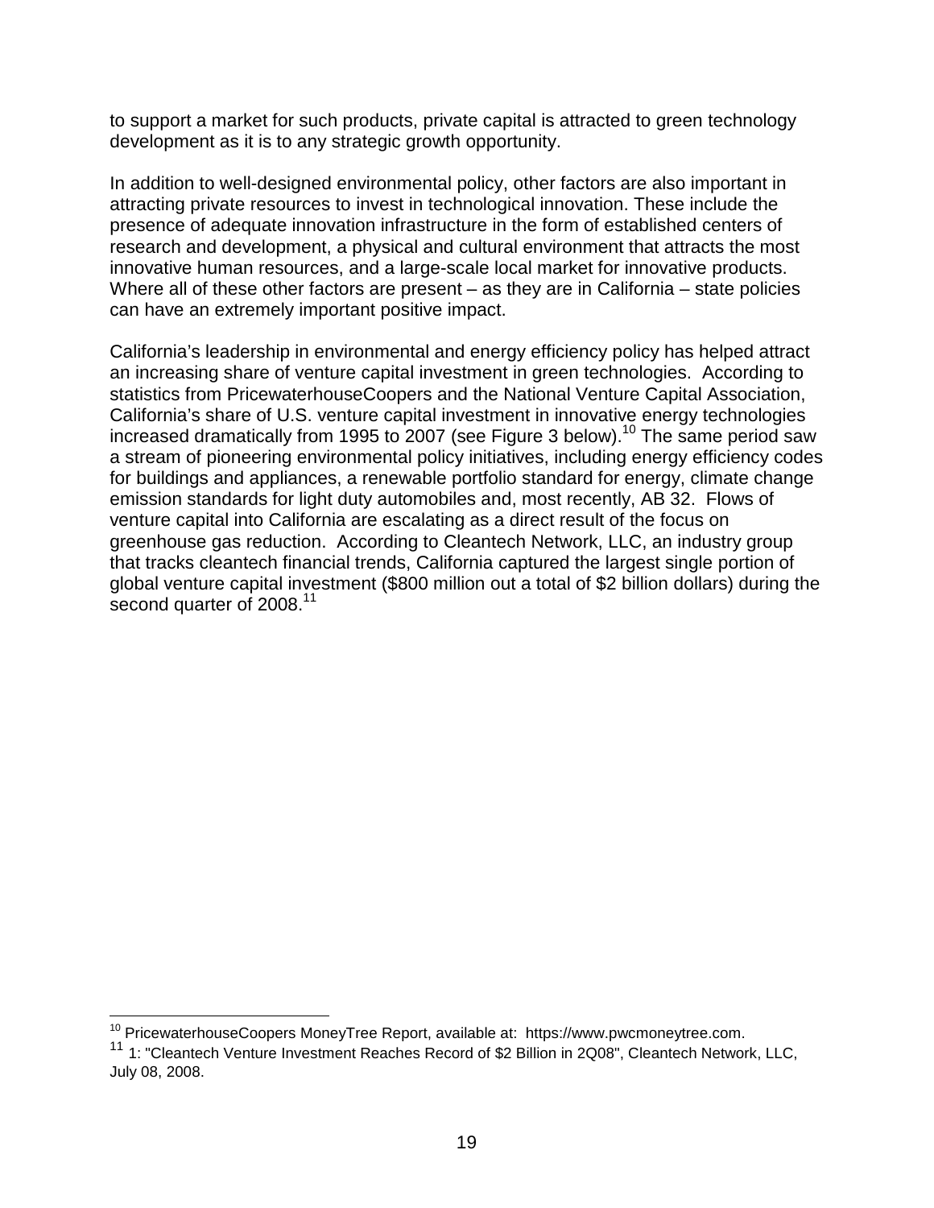to support a market for such products, private capital is attracted to green technology development as it is to any strategic growth opportunity.

In addition to well-designed environmental policy, other factors are also important in attracting private resources to invest in technological innovation. These include the presence of adequate innovation infrastructure in the form of established centers of research and development, a physical and cultural environment that attracts the most innovative human resources, and a large-scale local market for innovative products. Where all of these other factors are present – as they are in California – state policies can have an extremely important positive impact.

California's leadership in environmental and energy efficiency policy has helped attract an increasing share of venture capital investment in green technologies. According to statistics from PricewaterhouseCoopers and the National Venture Capital Association, California's share of U.S. venture capital investment in innovative energy technologies increased dramatically from 1995 to 2007 (see Figure 3 below).[10] The same period saw a stream of pioneering environmental policy initiatives, including energy efficiency codes for buildings and appliances, a renewable portfolio standard for energy, climate change emission standards for light duty automobiles and, most recently, AB 32. Flows of venture capital into California are escalating as a direct result of the focus on greenhouse gas reduction. According to Cleantech Network, LLC, an industry group that tracks cleantech financial trends, California captured the largest single portion of global venture capital investment ($800 million out a total of $2 billion dollars) during the second quarter of 2008.[11]

[10] PricewaterhouseCoopers MoneyTree Report, available at: https://www.pwcmoneytree.com.

[11] 1: "Cleantech Venture Investment Reaches Record of $2 Billion in 2Q08", Cleantech Network, LLC, July 08, 2008.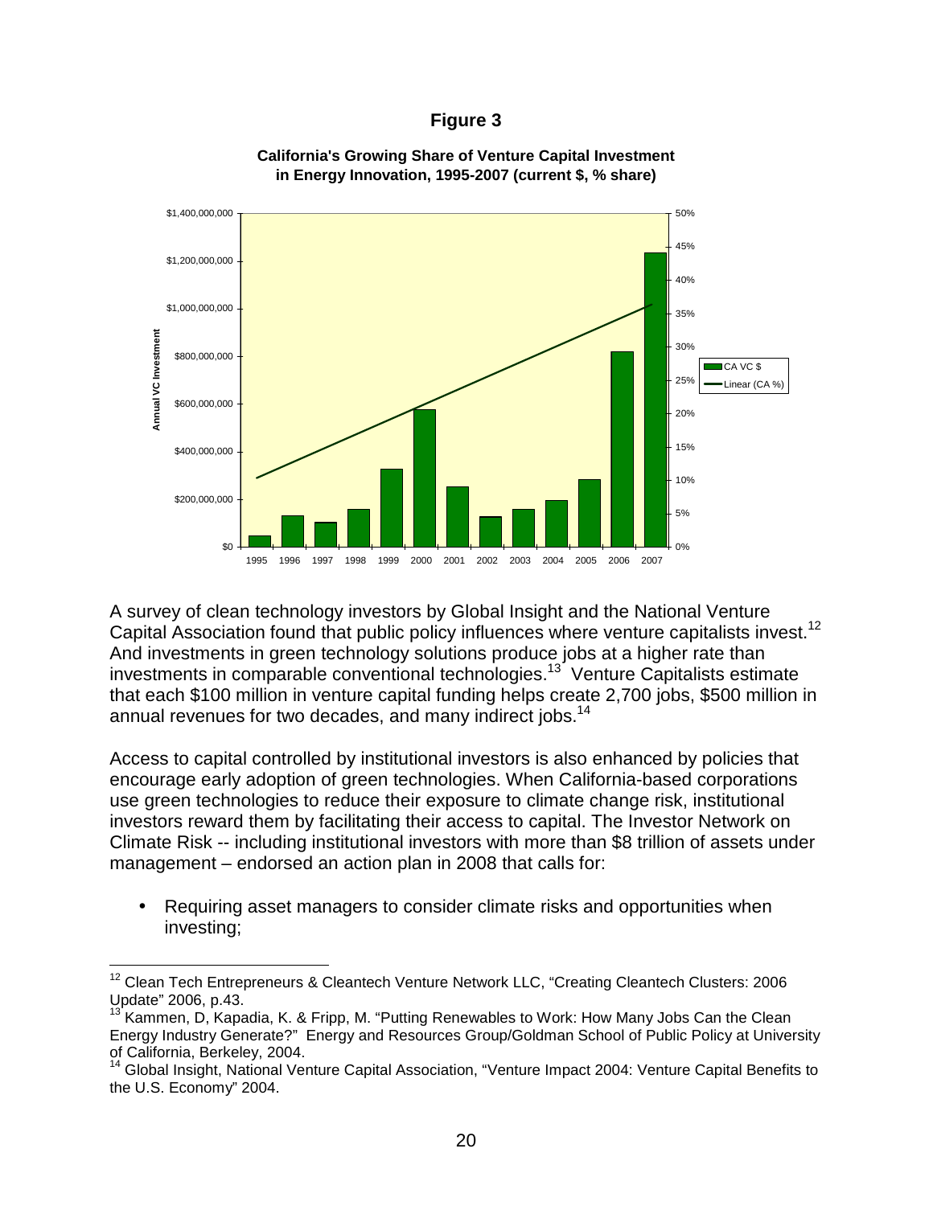**Figure 3**

**California's Growing Share of Venture Capital Investment in Energy Innovation, 1995-2007 (current $, % share)**

A survey of clean technology investors by Global Insight and the National Venture Capital Association found that public policy influences where venture capitalists invest.[12] And investments in green technology solutions produce jobs at a higher rate than investments in comparable conventional technologies.[13] Venture Capitalists estimate that each $100 million in venture capital funding helps create 2,700 jobs, $500 million in annual revenues for two decades, and many indirect jobs.[14]

Access to capital controlled by institutional investors is also enhanced by policies that encourage early adoption of green technologies. When California-based corporations use green technologies to reduce their exposure to climate change risk, institutional investors reward them by facilitating their access to capital. The Investor Network on Climate Risk -- including institutional investors with more than $8 trillion of assets under management – endorsed an action plan in 2008 that calls for:

- Requiring asset managers to consider climate risks and opportunities when investing;

---

[12] Clean Tech Entrepreneurs & Cleantech Venture Network LLC, "Creating Cleantech Clusters: 2006 Update" 2006, p.43.

[13] Kammen, D, Kapadia, K. & Fripp, M. "Putting Renewables to Work: How Many Jobs Can the Clean Energy Industry Generate?" Energy and Resources Group/Goldman School of Public Policy at University of California, Berkeley, 2004.

[14] Global Insight, National Venture Capital Association, "Venture Impact 2004: Venture Capital Benefits to the U.S. Economy" 2004.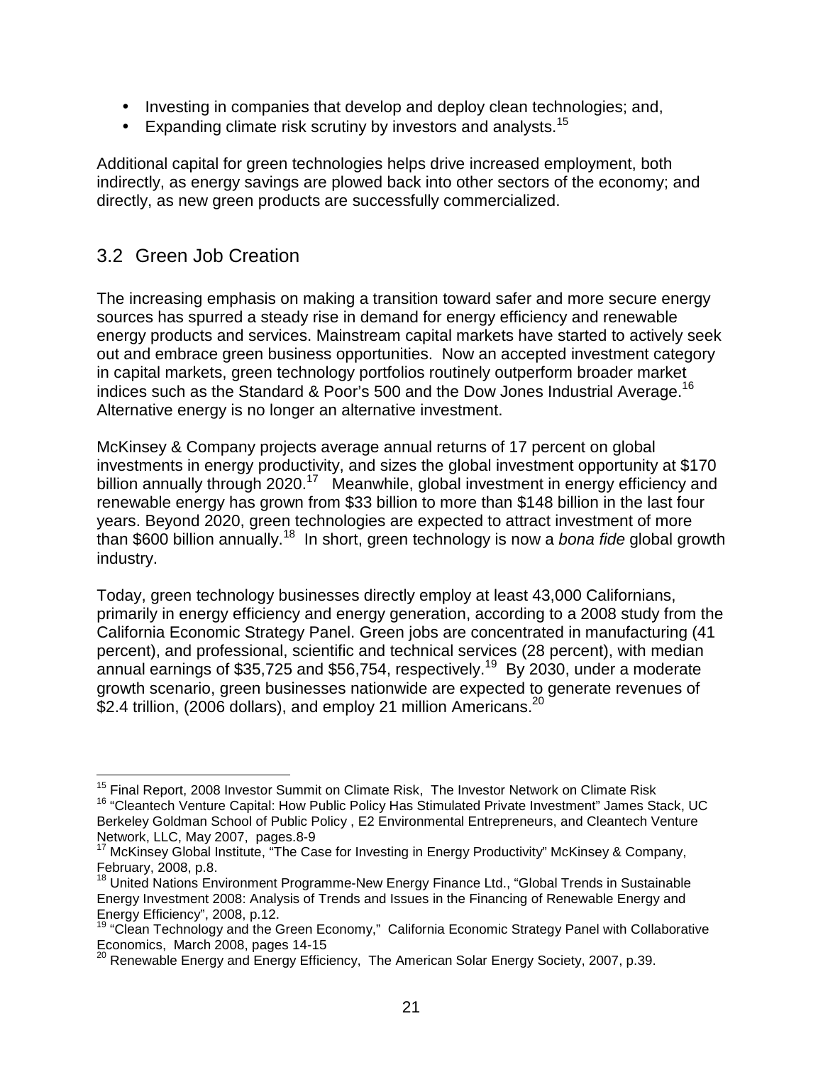- Investing in companies that develop and deploy clean technologies; and,
- Expanding climate risk scrutiny by investors and analysts.[15]

Additional capital for green technologies helps drive increased employment, both indirectly, as energy savings are plowed back into other sectors of the economy; and directly, as new green products are successfully commercialized.

## 3.2 Green Job Creation

The increasing emphasis on making a transition toward safer and more secure energy sources has spurred a steady rise in demand for energy efficiency and renewable energy products and services. Mainstream capital markets have started to actively seek out and embrace green business opportunities. Now an accepted investment category in capital markets, green technology portfolios routinely outperform broader market indices such as the Standard & Poor's 500 and the Dow Jones Industrial Average.[16] Alternative energy is no longer an alternative investment.

McKinsey & Company projects average annual returns of 17 percent on global investments in energy productivity, and sizes the global investment opportunity at $170 billion annually through 2020.[17] Meanwhile, global investment in energy efficiency and renewable energy has grown from $33 billion to more than $148 billion in the last four years. Beyond 2020, green technologies are expected to attract investment of more than $600 billion annually.[18] In short, green technology is now a *bona fide* global growth industry.

Today, green technology businesses directly employ at least 43,000 Californians, primarily in energy efficiency and energy generation, according to a 2008 study from the California Economic Strategy Panel. Green jobs are concentrated in manufacturing (41 percent), and professional, scientific and technical services (28 percent), with median annual earnings of $35,725 and $56,754, respectively.[19] By 2030, under a moderate growth scenario, green businesses nationwide are expected to generate revenues of $2.4 trillion, (2006 dollars), and employ 21 million Americans.[20]

---

[15] Final Report, 2008 Investor Summit on Climate Risk, The Investor Network on Climate Risk

[16] "Cleantech Venture Capital: How Public Policy Has Stimulated Private Investment" James Stack, UC Berkeley Goldman School of Public Policy , E2 Environmental Entrepreneurs, and Cleantech Venture Network, LLC, May 2007, pages.8-9

[17] McKinsey Global Institute, "The Case for Investing in Energy Productivity" McKinsey & Company, February, 2008, p.8.

[18] United Nations Environment Programme-New Energy Finance Ltd., "Global Trends in Sustainable Energy Investment 2008: Analysis of Trends and Issues in the Financing of Renewable Energy and Energy Efficiency", 2008, p.12.

[19] "Clean Technology and the Green Economy," California Economic Strategy Panel with Collaborative Economics, March 2008, pages 14-15

[20] Renewable Energy and Energy Efficiency, The American Solar Energy Society, 2007, p.39.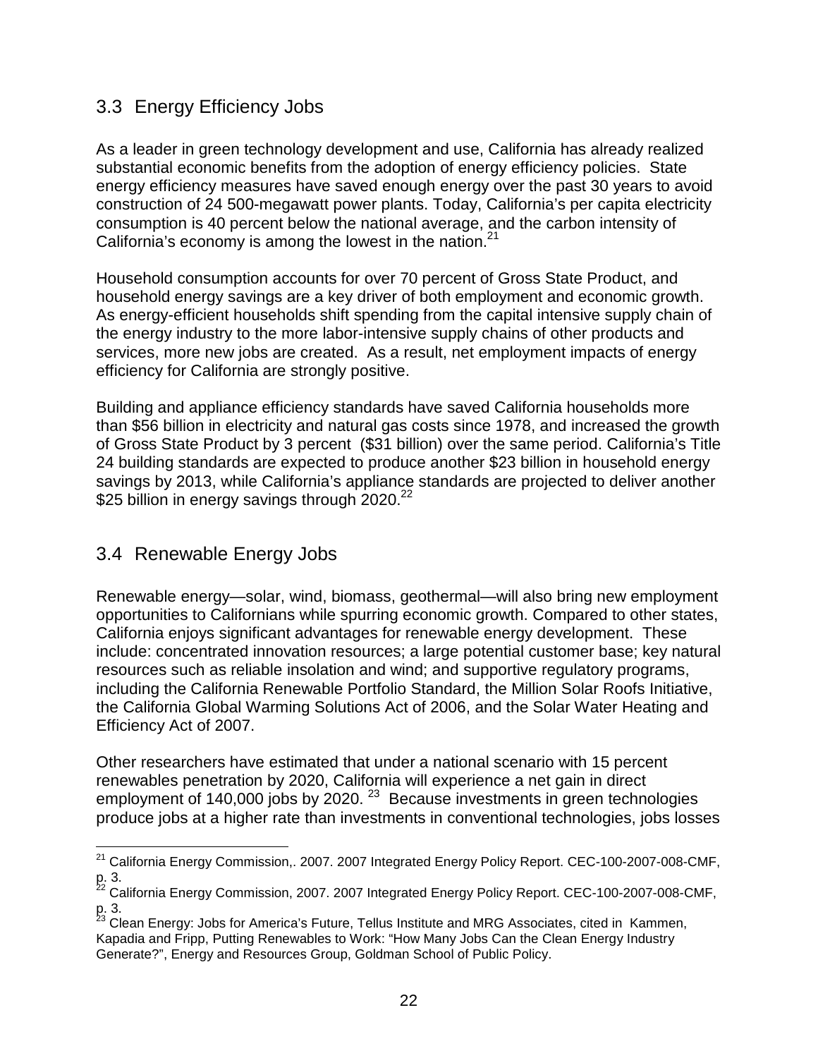## 3.3 Energy Efficiency Jobs

As a leader in green technology development and use, California has already realized substantial economic benefits from the adoption of energy efficiency policies. State energy efficiency measures have saved enough energy over the past 30 years to avoid construction of 24 500-megawatt power plants. Today, California's per capita electricity consumption is 40 percent below the national average, and the carbon intensity of California's economy is among the lowest in the nation.[21]

Household consumption accounts for over 70 percent of Gross State Product, and household energy savings are a key driver of both employment and economic growth. As energy-efficient households shift spending from the capital intensive supply chain of the energy industry to the more labor-intensive supply chains of other products and services, more new jobs are created. As a result, net employment impacts of energy efficiency for California are strongly positive.

Building and appliance efficiency standards have saved California households more than $56 billion in electricity and natural gas costs since 1978, and increased the growth of Gross State Product by 3 percent ($31 billion) over the same period. California's Title 24 building standards are expected to produce another $23 billion in household energy savings by 2013, while California's appliance standards are projected to deliver another $25 billion in energy savings through 2020.[22]

## 3.4 Renewable Energy Jobs

Renewable energy—solar, wind, biomass, geothermal—will also bring new employment opportunities to Californians while spurring economic growth. Compared to other states, California enjoys significant advantages for renewable energy development. These include: concentrated innovation resources; a large potential customer base; key natural resources such as reliable insolation and wind; and supportive regulatory programs, including the California Renewable Portfolio Standard, the Million Solar Roofs Initiative, the California Global Warming Solutions Act of 2006, and the Solar Water Heating and Efficiency Act of 2007.

Other researchers have estimated that under a national scenario with 15 percent renewables penetration by 2020, California will experience a net gain in direct employment of 140,000 jobs by 2020. [23] Because investments in green technologies produce jobs at a higher rate than investments in conventional technologies, jobs losses

---

[21] California Energy Commission,. 2007. 2007 Integrated Energy Policy Report. CEC-100-2007-008-CMF, p. 3.

[22] California Energy Commission, 2007. 2007 Integrated Energy Policy Report. CEC-100-2007-008-CMF, p. 3.

[23] Clean Energy: Jobs for America's Future, Tellus Institute and MRG Associates, cited in Kammen, Kapadia and Fripp, Putting Renewables to Work: "How Many Jobs Can the Clean Energy Industry Generate?", Energy and Resources Group, Goldman School of Public Policy.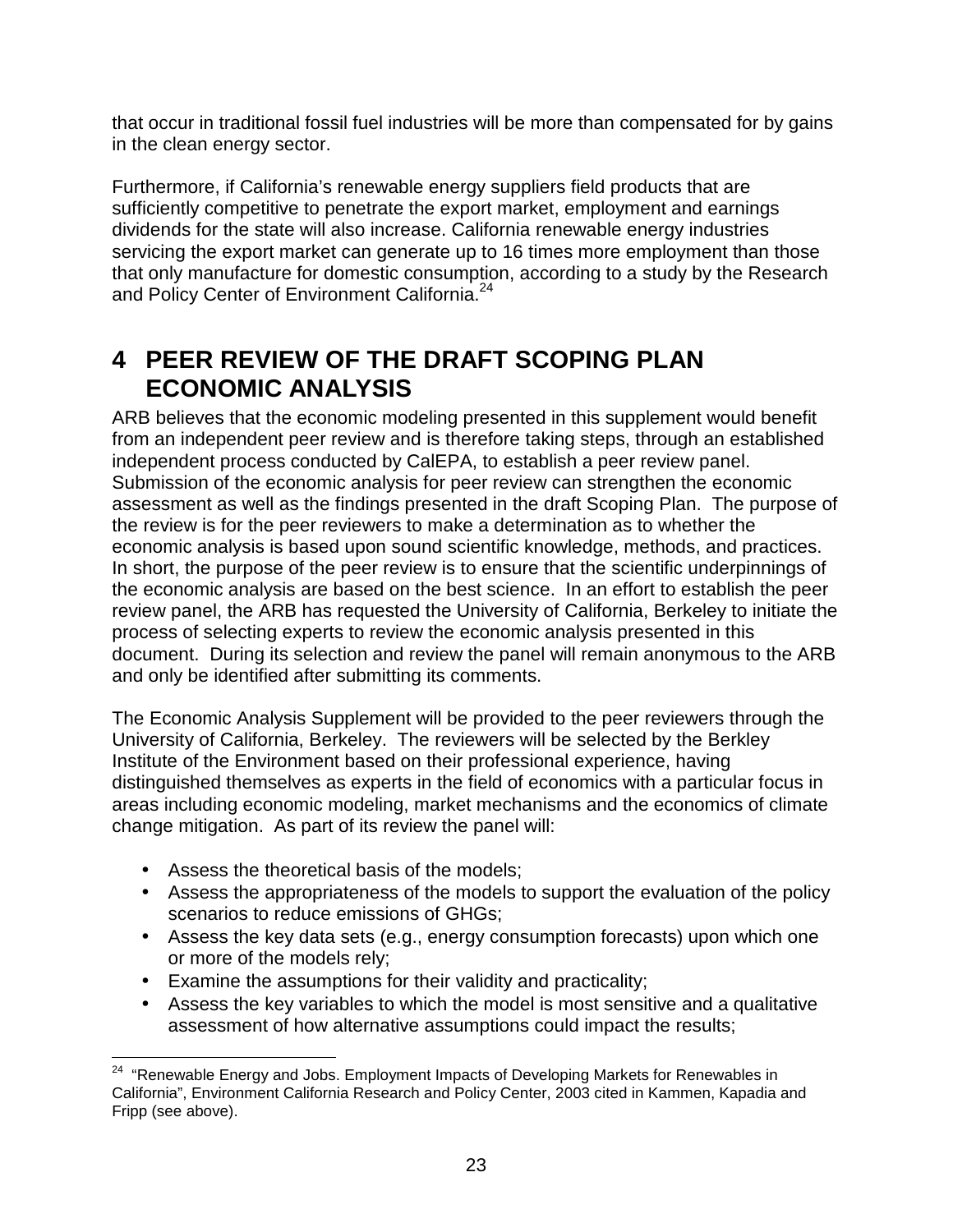that occur in traditional fossil fuel industries will be more than compensated for by gains in the clean energy sector.

Furthermore, if California's renewable energy suppliers field products that are sufficiently competitive to penetrate the export market, employment and earnings dividends for the state will also increase. California renewable energy industries servicing the export market can generate up to 16 times more employment than those that only manufacture for domestic consumption, according to a study by the Research and Policy Center of Environment California.[24]

# 4 PEER REVIEW OF THE DRAFT SCOPING PLAN ECONOMIC ANALYSIS

ARB believes that the economic modeling presented in this supplement would benefit from an independent peer review and is therefore taking steps, through an established independent process conducted by CalEPA, to establish a peer review panel. Submission of the economic analysis for peer review can strengthen the economic assessment as well as the findings presented in the draft Scoping Plan. The purpose of the review is for the peer reviewers to make a determination as to whether the economic analysis is based upon sound scientific knowledge, methods, and practices. In short, the purpose of the peer review is to ensure that the scientific underpinnings of the economic analysis are based on the best science. In an effort to establish the peer review panel, the ARB has requested the University of California, Berkeley to initiate the process of selecting experts to review the economic analysis presented in this document. During its selection and review the panel will remain anonymous to the ARB and only be identified after submitting its comments.

The Economic Analysis Supplement will be provided to the peer reviewers through the University of California, Berkeley. The reviewers will be selected by the Berkley Institute of the Environment based on their professional experience, having distinguished themselves as experts in the field of economics with a particular focus in areas including economic modeling, market mechanisms and the economics of climate change mitigation. As part of its review the panel will:

- Assess the theoretical basis of the models;
- Assess the appropriateness of the models to support the evaluation of the policy scenarios to reduce emissions of GHGs;
- Assess the key data sets (e.g., energy consumption forecasts) upon which one or more of the models rely;
- Examine the assumptions for their validity and practicality;
- Assess the key variables to which the model is most sensitive and a qualitative assessment of how alternative assumptions could impact the results;

[24] "Renewable Energy and Jobs. Employment Impacts of Developing Markets for Renewables in California", Environment California Research and Policy Center, 2003 cited in Kammen, Kapadia and Fripp (see above).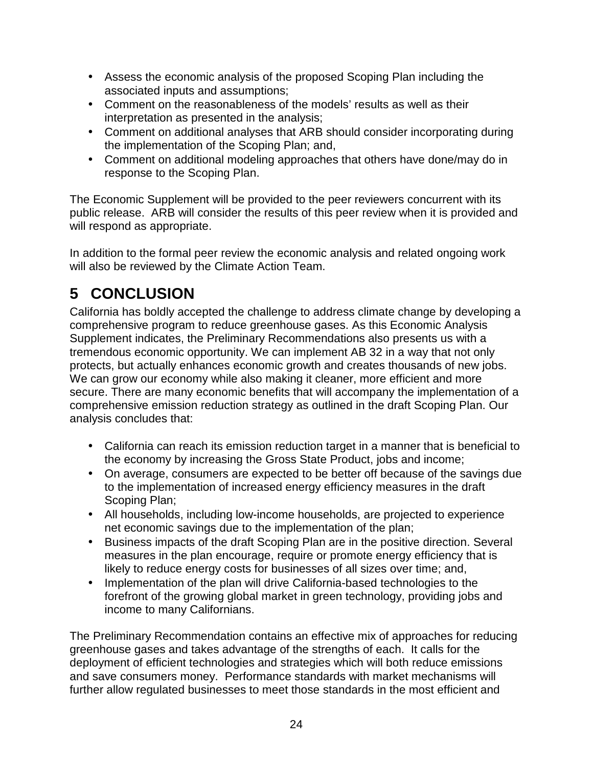- Assess the economic analysis of the proposed Scoping Plan including the associated inputs and assumptions;
- Comment on the reasonableness of the models' results as well as their interpretation as presented in the analysis;
- Comment on additional analyses that ARB should consider incorporating during the implementation of the Scoping Plan; and,
- Comment on additional modeling approaches that others have done/may do in response to the Scoping Plan.

The Economic Supplement will be provided to the peer reviewers concurrent with its public release. ARB will consider the results of this peer review when it is provided and will respond as appropriate.

In addition to the formal peer review the economic analysis and related ongoing work will also be reviewed by the Climate Action Team.

# 5 CONCLUSION

California has boldly accepted the challenge to address climate change by developing a comprehensive program to reduce greenhouse gases. As this Economic Analysis Supplement indicates, the Preliminary Recommendations also presents us with a tremendous economic opportunity. We can implement AB 32 in a way that not only protects, but actually enhances economic growth and creates thousands of new jobs. We can grow our economy while also making it cleaner, more efficient and more secure. There are many economic benefits that will accompany the implementation of a comprehensive emission reduction strategy as outlined in the draft Scoping Plan. Our analysis concludes that:

- California can reach its emission reduction target in a manner that is beneficial to the economy by increasing the Gross State Product, jobs and income;
- On average, consumers are expected to be better off because of the savings due to the implementation of increased energy efficiency measures in the draft Scoping Plan;
- All households, including low-income households, are projected to experience net economic savings due to the implementation of the plan;
- Business impacts of the draft Scoping Plan are in the positive direction. Several measures in the plan encourage, require or promote energy efficiency that is likely to reduce energy costs for businesses of all sizes over time; and,
- Implementation of the plan will drive California-based technologies to the forefront of the growing global market in green technology, providing jobs and income to many Californians.

The Preliminary Recommendation contains an effective mix of approaches for reducing greenhouse gases and takes advantage of the strengths of each. It calls for the deployment of efficient technologies and strategies which will both reduce emissions and save consumers money. Performance standards with market mechanisms will further allow regulated businesses to meet those standards in the most efficient and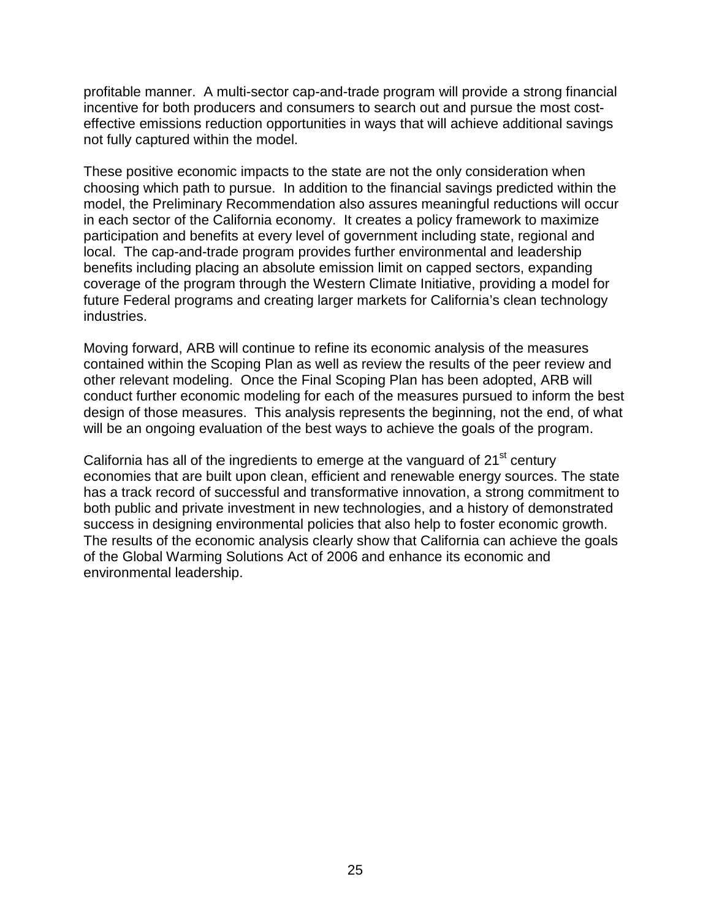profitable manner. A multi-sector cap-and-trade program will provide a strong financial incentive for both producers and consumers to search out and pursue the most cost-effective emissions reduction opportunities in ways that will achieve additional savings not fully captured within the model.

These positive economic impacts to the state are not the only consideration when choosing which path to pursue. In addition to the financial savings predicted within the model, the Preliminary Recommendation also assures meaningful reductions will occur in each sector of the California economy. It creates a policy framework to maximize participation and benefits at every level of government including state, regional and local. The cap-and-trade program provides further environmental and leadership benefits including placing an absolute emission limit on capped sectors, expanding coverage of the program through the Western Climate Initiative, providing a model for future Federal programs and creating larger markets for California's clean technology industries.

Moving forward, ARB will continue to refine its economic analysis of the measures contained within the Scoping Plan as well as review the results of the peer review and other relevant modeling. Once the Final Scoping Plan has been adopted, ARB will conduct further economic modeling for each of the measures pursued to inform the best design of those measures. This analysis represents the beginning, not the end, of what will be an ongoing evaluation of the best ways to achieve the goals of the program.

California has all of the ingredients to emerge at the vanguard of 21st century economies that are built upon clean, efficient and renewable energy sources. The state has a track record of successful and transformative innovation, a strong commitment to both public and private investment in new technologies, and a history of demonstrated success in designing environmental policies that also help to foster economic growth. The results of the economic analysis clearly show that California can achieve the goals of the Global Warming Solutions Act of 2006 and enhance its economic and environmental leadership.